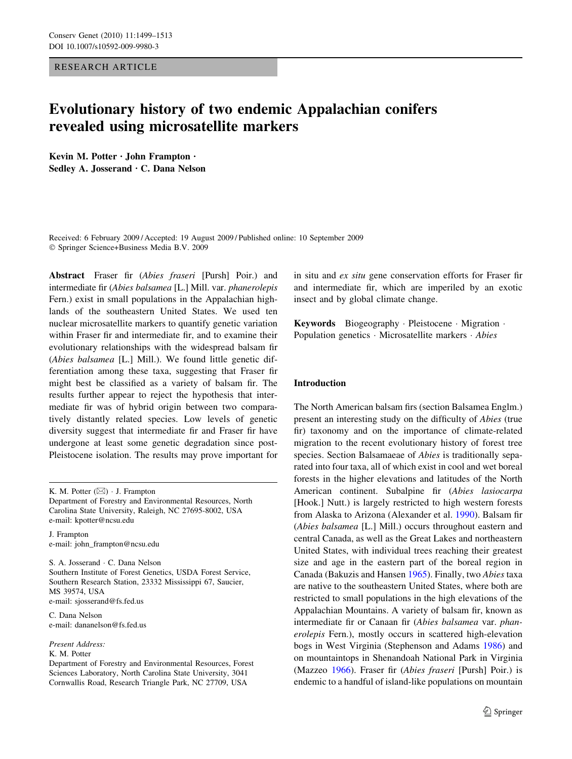RESEARCH ARTICLE

# Evolutionary history of two endemic Appalachian conifers revealed using microsatellite markers

**Kevin M. Potter · John Frampton · Sedley A. Josserand · C. Dana Nelson**

Received: 6 February 2009 / Accepted: 19 August 2009 / Published online: 10 September 2009
© Springer Science+Business Media B.V. 2009

**Abstract** Fraser fir (*Abies fraseri* [Pursh] Poir.) and intermediate fir (*Abies balsamea* [L.] Mill. var. *phanerolepis* Fern.) exist in small populations in the Appalachian highlands of the southeastern United States. We used ten nuclear microsatellite markers to quantify genetic variation within Fraser fir and intermediate fir, and to examine their evolutionary relationships with the widespread balsam fir (*Abies balsamea* [L.] Mill.). We found little genetic differentiation among these taxa, suggesting that Fraser fir might best be classified as a variety of balsam fir. The results further appear to reject the hypothesis that intermediate fir was of hybrid origin between two comparatively distantly related species. Low levels of genetic diversity suggest that intermediate fir and Fraser fir have undergone at least some genetic degradation since post-Pleistocene isolation. The results may prove important for in situ and *ex situ* gene conservation efforts for Fraser fir and intermediate fir, which are imperiled by an exotic insect and by global climate change.

**Keywords** Biogeography · Pleistocene · Migration · Population genetics · Microsatellite markers · *Abies*

K. M. Potter (✉) · J. Frampton
Department of Forestry and Environmental Resources, North Carolina State University, Raleigh, NC 27695-8002, USA
e-mail: kpotter@ncsu.edu

J. Frampton
e-mail: john_frampton@ncsu.edu

S. A. Josserand · C. Dana Nelson
Southern Institute of Forest Genetics, USDA Forest Service, Southern Research Station, 23332 Mississippi 67, Saucier, MS 39574, USA
e-mail: sjosserand@fs.fed.us

C. Dana Nelson
e-mail: danamelson@fs.fed.us

*Present Address:*
K. M. Potter
Department of Forestry and Environmental Resources, Forest Sciences Laboratory, North Carolina State University, 3041 Cornwallis Road, Research Triangle Park, NC 27709, USA

## Introduction

The North American balsam firs (section Balsamea Englm.) present an interesting study on the difficulty of *Abies* (true fir) taxonomy and on the importance of climate-related migration to the recent evolutionary history of forest tree species. Section Balsamaeae of *Abies* is traditionally separated into four taxa, all of which exist in cool and wet boreal forests in the higher elevations and latitudes of the North American continent. Subalpine fir (*Abies lasiocarpa* [Hook.] Nutt.) is largely restricted to high western forests from Alaska to Arizona (Alexander et al. 1990). Balsam fir (*Abies balsamea* [L.] Mill.) occurs throughout eastern and central Canada, as well as the Great Lakes and northeastern United States, with individual trees reaching their greatest size and age in the eastern part of the boreal region in Canada (Bakuzis and Hansen 1965). Finally, two *Abies* taxa are native to the southeastern United States, where both are restricted to small populations in the high elevations of the Appalachian Mountains. A variety of balsam fir, known as intermediate fir or Canaan fir (*Abies balsamea* var. *phanerolepis* Fern.), mostly occurs in scattered high-elevation bogs in West Virginia (Stephenson and Adams 1986) and on mountaintops in Shenandoah National Park in Virginia (Mazzeo 1966). Fraser fir (*Abies fraseri* [Pursh] Poir.) is endemic to a handful of island-like populations on mountain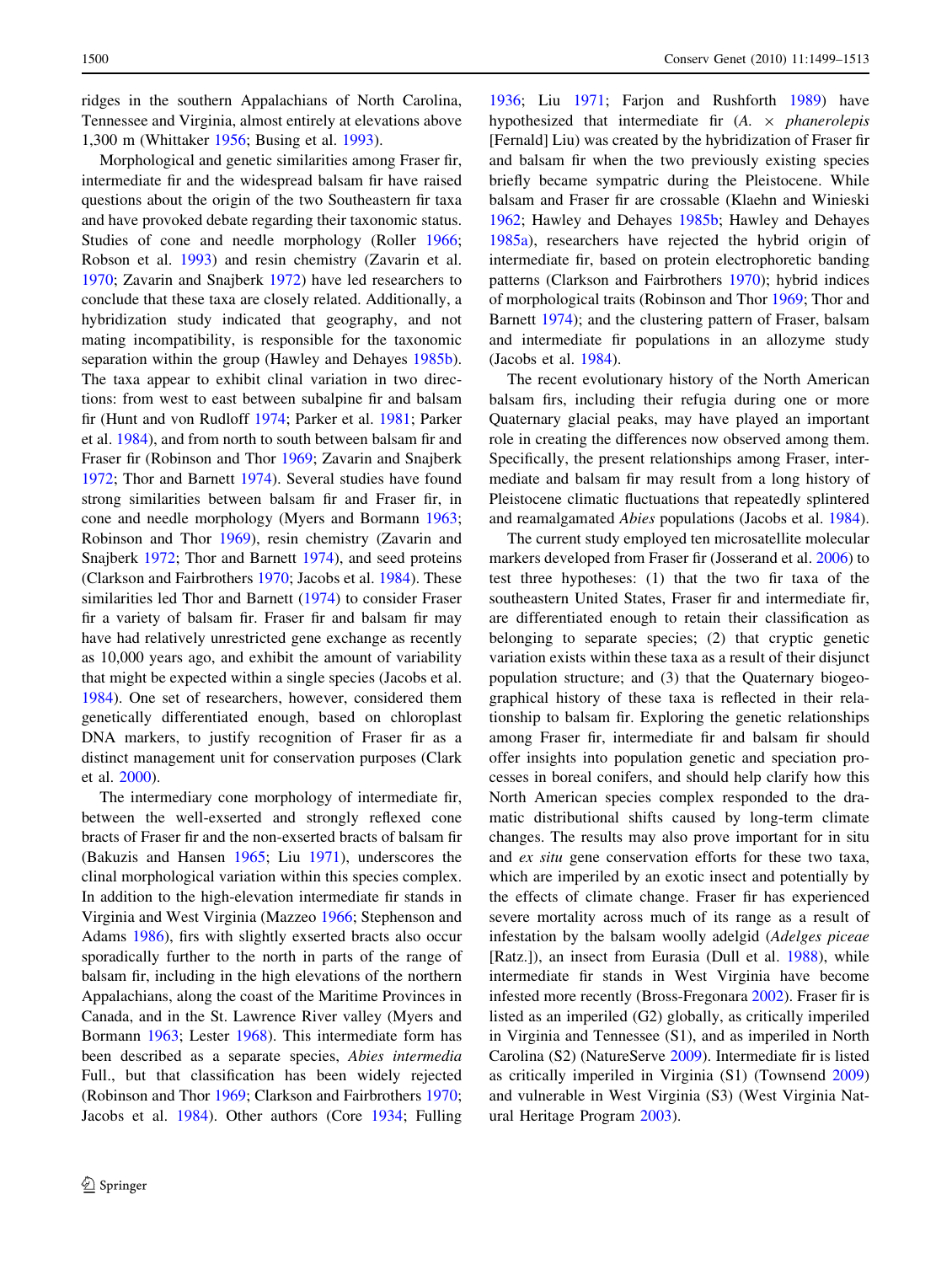ridges in the southern Appalachians of North Carolina, Tennessee and Virginia, almost entirely at elevations above 1,300 m (Whittaker 1956; Busing et al. 1993).

Morphological and genetic similarities among Fraser fir, intermediate fir and the widespread balsam fir have raised questions about the origin of the two Southeastern fir taxa and have provoked debate regarding their taxonomic status. Studies of cone and needle morphology (Roller 1966; Robson et al. 1993) and resin chemistry (Zavarin et al. 1970; Zavarin and Snajberk 1972) have led researchers to conclude that these taxa are closely related. Additionally, a hybridization study indicated that geography, and not mating incompatibility, is responsible for the taxonomic separation within the group (Hawley and Dehayes 1985b). The taxa appear to exhibit clinal variation in two directions: from west to east between subalpine fir and balsam fir (Hunt and von Rudloff 1974; Parker et al. 1981; Parker et al. 1984), and from north to south between balsam fir and Fraser fir (Robinson and Thor 1969; Zavarin and Snajberk 1972; Thor and Barnett 1974). Several studies have found strong similarities between balsam fir and Fraser fir, in cone and needle morphology (Myers and Bormann 1963; Robinson and Thor 1969), resin chemistry (Zavarin and Snajberk 1972; Thor and Barnett 1974), and seed proteins (Clarkson and Fairbrothers 1970; Jacobs et al. 1984). These similarities led Thor and Barnett (1974) to consider Fraser fir a variety of balsam fir. Fraser fir and balsam fir may have had relatively unrestricted gene exchange as recently as 10,000 years ago, and exhibit the amount of variability that might be expected within a single species (Jacobs et al. 1984). One set of researchers, however, considered them genetically differentiated enough, based on chloroplast DNA markers, to justify recognition of Fraser fir as a distinct management unit for conservation purposes (Clark et al. 2000).

The intermediary cone morphology of intermediate fir, between the well-exserted and strongly reflexed cone bracts of Fraser fir and the non-exserted bracts of balsam fir (Bakuzis and Hansen 1965; Liu 1971), underscores the clinal morphological variation within this species complex. In addition to the high-elevation intermediate fir stands in Virginia and West Virginia (Mazzeo 1966; Stephenson and Adams 1986), firs with slightly exserted bracts also occur sporadically further to the north in parts of the range of balsam fir, including in the high elevations of the northern Appalachians, along the coast of the Maritime Provinces in Canada, and in the St. Lawrence River valley (Myers and Bormann 1963; Lester 1968). This intermediate form has been described as a separate species, *Abies intermedia* Full., but that classification has been widely rejected (Robinson and Thor 1969; Clarkson and Fairbrothers 1970; Jacobs et al. 1984). Other authors (Core 1934; Fulling 1936; Liu 1971; Farjon and Rushforth 1989) have hypothesized that intermediate fir (*A.* × *phanerolepis* [Fernald] Liu) was created by the hybridization of Fraser fir and balsam fir when the two previously existing species briefly became sympatric during the Pleistocene. While balsam and Fraser fir are crossable (Klaehn and Winieski 1962; Hawley and Dehayes 1985b; Hawley and Dehayes 1985a), researchers have rejected the hybrid origin of intermediate fir, based on protein electrophoretic banding patterns (Clarkson and Fairbrothers 1970); hybrid indices of morphological traits (Robinson and Thor 1969; Thor and Barnett 1974); and the clustering pattern of Fraser, balsam and intermediate fir populations in an allozyme study (Jacobs et al. 1984).

The recent evolutionary history of the North American balsam firs, including their refugia during one or more Quaternary glacial peaks, may have played an important role in creating the differences now observed among them. Specifically, the present relationships among Fraser, intermediate and balsam fir may result from a long history of Pleistocene climatic fluctuations that repeatedly splintered and reamalgamated *Abies* populations (Jacobs et al. 1984).

The current study employed ten microsatellite molecular markers developed from Fraser fir (Josserand et al. 2006) to test three hypotheses: (1) that the two fir taxa of the southeastern United States, Fraser fir and intermediate fir, are differentiated enough to retain their classification as belonging to separate species; (2) that cryptic genetic variation exists within these taxa as a result of their disjunct population structure; and (3) that the Quaternary biogeographical history of these taxa is reflected in their relationship to balsam fir. Exploring the genetic relationships among Fraser fir, intermediate fir and balsam fir should offer insights into population genetic and speciation processes in boreal conifers, and should help clarify how this North American species complex responded to the dramatic distributional shifts caused by long-term climate changes. The results may also prove important for in situ and *ex situ* gene conservation efforts for these two taxa, which are imperiled by an exotic insect and potentially by the effects of climate change. Fraser fir has experienced severe mortality across much of its range as a result of infestation by the balsam woolly adelgid (*Adelges piceae* [Ratz.]), an insect from Eurasia (Dull et al. 1988), while intermediate fir stands in West Virginia have become infested more recently (Bross-Fregonara 2002). Fraser fir is listed as an imperiled (G2) globally, as critically imperiled in Virginia and Tennessee (S1), and as imperiled in North Carolina (S2) (NatureServe 2009). Intermediate fir is listed as critically imperiled in Virginia (S1) (Townsend 2009) and vulnerable in West Virginia (S3) (West Virginia Natural Heritage Program 2003).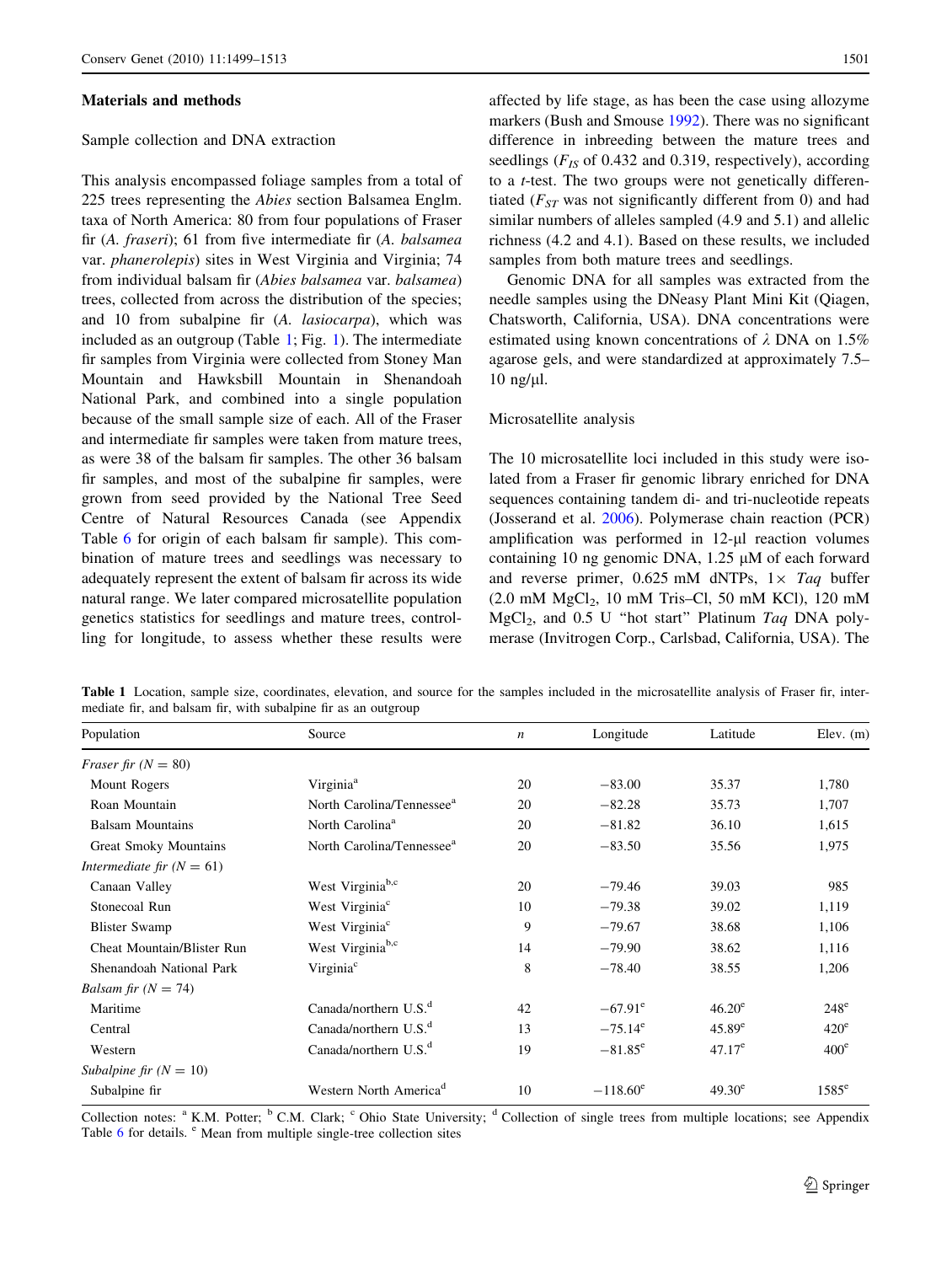## Materials and methods

### Sample collection and DNA extraction

This analysis encompassed foliage samples from a total of 225 trees representing the *Abies* section Balsamea Englm. taxa of North America: 80 from four populations of Fraser fir (*A. fraseri*); 61 from five intermediate fir (*A. balsamea* var. *phanerolepis*) sites in West Virginia and Virginia; 74 from individual balsam fir (*Abies balsamea* var. *balsamea*) trees, collected from across the distribution of the species; and 10 from subalpine fir (*A. lasiocarpa*), which was included as an outgroup (Table 1; Fig. 1). The intermediate fir samples from Virginia were collected from Stoney Man Mountain and Hawksbill Mountain in Shenandoah National Park, and combined into a single population because of the small sample size of each. All of the Fraser and intermediate fir samples were taken from mature trees, as were 38 of the balsam fir samples. The other 36 balsam fir samples, and most of the subalpine fir samples, were grown from seed provided by the National Tree Seed Centre of Natural Resources Canada (see Appendix Table 6 for origin of each balsam fir sample). This combination of mature trees and seedlings was necessary to adequately represent the extent of balsam fir across its wide natural range. We later compared microsatellite population genetics statistics for seedlings and mature trees, controlling for longitude, to assess whether these results were affected by life stage, as has been the case using allozyme markers (Bush and Smouse 1992). There was no significant difference in inbreeding between the mature trees and seedlings ($F_{IS}$ of 0.432 and 0.319, respectively), according to a *t*-test. The two groups were not genetically differentiated ($F_{ST}$ was not significantly different from 0) and had similar numbers of alleles sampled (4.9 and 5.1) and allelic richness (4.2 and 4.1). Based on these results, we included samples from both mature trees and seedlings.

Genomic DNA for all samples was extracted from the needle samples using the DNeasy Plant Mini Kit (Qiagen, Chatsworth, California, USA). DNA concentrations were estimated using known concentrations of $\lambda$ DNA on 1.5% agarose gels, and were standardized at approximately 7.5–10 ng/μl.

### Microsatellite analysis

The 10 microsatellite loci included in this study were isolated from a Fraser fir genomic library enriched for DNA sequences containing tandem di- and tri-nucleotide repeats (Josserand et al. 2006). Polymerase chain reaction (PCR) amplification was performed in 12-μl reaction volumes containing 10 ng genomic DNA, 1.25 μM of each forward and reverse primer, 0.625 mM dNTPs, 1× *Taq* buffer (2.0 mM $MgCl_2$, 10 mM Tris–Cl, 50 mM KCl), 120 mM $MgCl_2$, and 0.5 U "hot start" Platinum *Taq* DNA polymerase (Invitrogen Corp., Carlsbad, California, USA). The

**Table 1** Location, sample size, coordinates, elevation, and source for the samples included in the microsatellite analysis of Fraser fir, intermediate fir, and balsam fir, with subalpine fir as an outgroup

| Population | Source | *n* | Longitude | Latitude | Elev. (m) |
|---|---|---|---|---|---|
| *Fraser fir (N = 80)* | | | | | |
| Mount Rogers | Virginia[a] | 20 | −83.00 | 35.37 | 1,780 |
| Roan Mountain | North Carolina/Tennessee[a] | 20 | −82.28 | 35.73 | 1,707 |
| Balsam Mountains | North Carolina[a] | 20 | −81.82 | 36.10 | 1,615 |
| Great Smoky Mountains | North Carolina/Tennessee[a] | 20 | −83.50 | 35.56 | 1,975 |
| *Intermediate fir (N = 61)* | | | | | |
| Canaan Valley | West Virginia[b,c] | 20 | −79.46 | 39.03 | 985 |
| Stonecoal Run | West Virginia[c] | 10 | −79.38 | 39.02 | 1,119 |
| Blister Swamp | West Virginia[c] | 9 | −79.67 | 38.68 | 1,106 |
| Cheat Mountain/Blister Run | West Virginia[b,c] | 14 | −79.90 | 38.62 | 1,116 |
| Shenandoah National Park | Virginia[c] | 8 | −78.40 | 38.55 | 1,206 |
| *Balsam fir (N = 74)* | | | | | |
| Maritime | Canada/northern U.S.[d] | 42 | −67.91[e] | 46.20[e] | 248[e] |
| Central | Canada/northern U.S.[d] | 13 | −75.14[e] | 45.89[e] | 420[e] |
| Western | Canada/northern U.S.[d] | 19 | −81.85[e] | 47.17[e] | 400[e] |
| *Subalpine fir (N = 10)* | | | | | |
| Subalpine fir | Western North America[d] | 10 | −118.60[e] | 49.30[e] | 1585[e] |

Collection notes: [a] K.M. Potter; [b] C.M. Clark; [c] Ohio State University; [d] Collection of single trees from multiple locations; see Appendix Table 6 for details. [e] Mean from multiple single-tree collection sites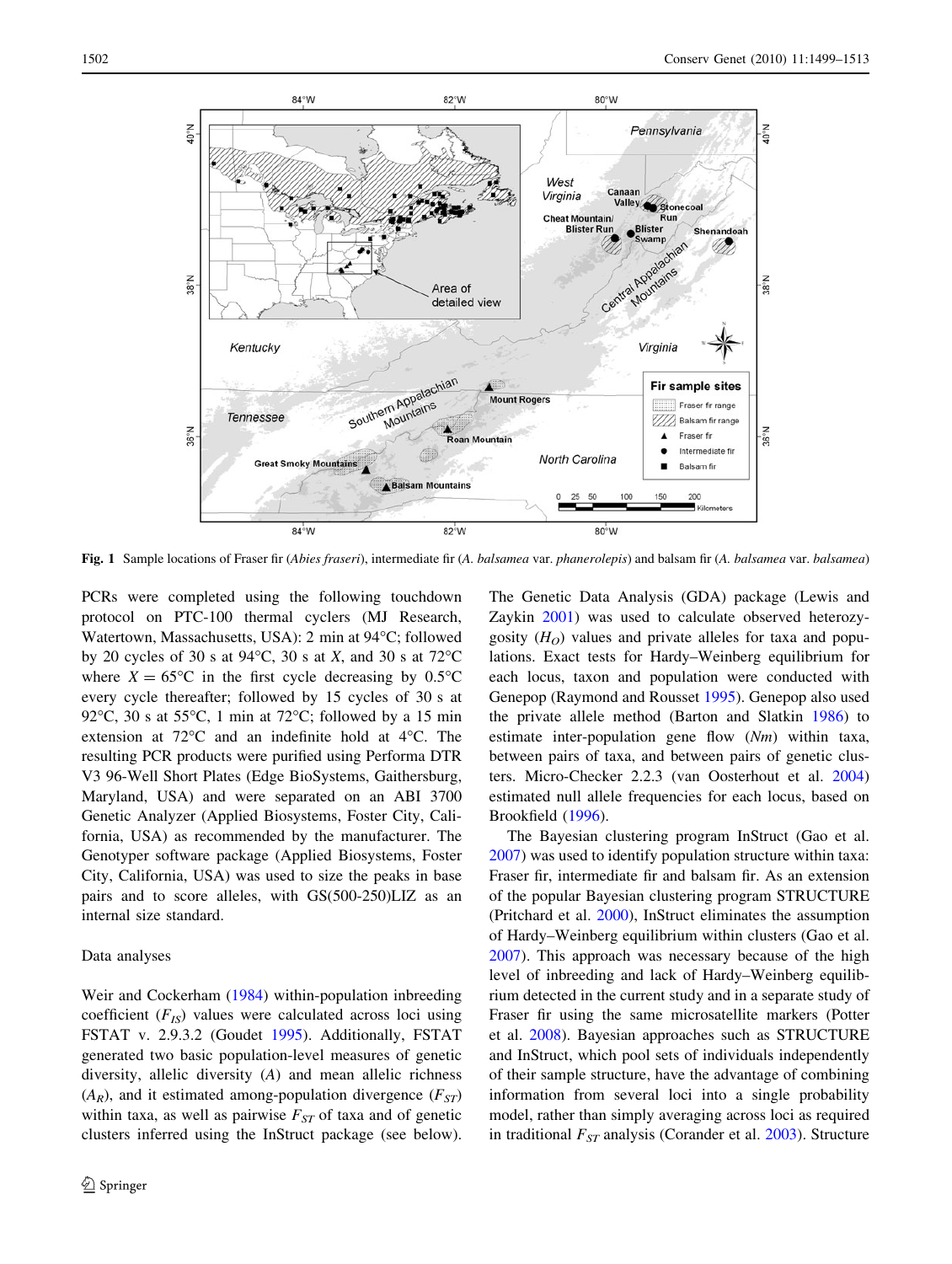84°W
82°W
80°W
40°N
38°N
36°N
Pennsylvania
West Virginia
Canaan Valley
Stonecoal Run
Cheat Mountain/ Blister Run
Blister Swamp
Shenandoah
Central Appalachian Mountains
Area of detailed view
Kentucky
Virginia
Tennessee
Southern Appalachian Mountains
Mount Rogers
Roan Mountain
Great Smoky Mountains
Balsam Mountains
North Carolina
Fir sample sites
Fraser fir range
Balsam fir range
Fraser fir
Intermediate fir
Balsam fir
0 25 50 100 150 200
Kilometers

**Fig. 1** Sample locations of Fraser fir (*Abies fraseri*), intermediate fir (*A. balsamea* var. *phanerolepis*) and balsam fir (*A. balsamea* var. *balsamea*)

PCRs were completed using the following touchdown protocol on PTC-100 thermal cyclers (MJ Research, Watertown, Massachusetts, USA): 2 min at 94°C; followed by 20 cycles of 30 s at 94°C, 30 s at $X$, and 30 s at 72°C where $X = 65$°C in the first cycle decreasing by 0.5°C every cycle thereafter; followed by 15 cycles of 30 s at 92°C, 30 s at 55°C, 1 min at 72°C; followed by a 15 min extension at 72°C and an indefinite hold at 4°C. The resulting PCR products were purified using Performa DTR V3 96-Well Short Plates (Edge BioSystems, Gaithersburg, Maryland, USA) and were separated on an ABI 3700 Genetic Analyzer (Applied Biosystems, Foster City, California, USA) as recommended by the manufacturer. The Genotyper software package (Applied Biosystems, Foster City, California, USA) was used to size the peaks in base pairs and to score alleles, with GS(500-250)LIZ as an internal size standard.

### Data analyses

Weir and Cockerham (1984) within-population inbreeding coefficient ($F_{IS}$) values were calculated across loci using FSTAT v. 2.9.3.2 (Goudet 1995). Additionally, FSTAT generated two basic population-level measures of genetic diversity, allelic diversity ($A$) and mean allelic richness ($A_R$), and it estimated among-population divergence ($F_{ST}$) within taxa, as well as pairwise $F_{ST}$ of taxa and of genetic clusters inferred using the InStruct package (see below). The Genetic Data Analysis (GDA) package (Lewis and Zaykin 2001) was used to calculate observed heterozygosity ($H_O$) values and private alleles for taxa and populations. Exact tests for Hardy–Weinberg equilibrium for each locus, taxon and population were conducted with Genepop (Raymond and Rousset 1995). Genepop also used the private allele method (Barton and Slatkin 1986) to estimate inter-population gene flow ($Nm$) within taxa, between pairs of taxa, and between pairs of genetic clusters. Micro-Checker 2.2.3 (van Oosterhout et al. 2004) estimated null allele frequencies for each locus, based on Brookfield (1996).

The Bayesian clustering program InStruct (Gao et al. 2007) was used to identify population structure within taxa: Fraser fir, intermediate fir and balsam fir. As an extension of the popular Bayesian clustering program STRUCTURE (Pritchard et al. 2000), InStruct eliminates the assumption of Hardy–Weinberg equilibrium within clusters (Gao et al. 2007). This approach was necessary because of the high level of inbreeding and lack of Hardy–Weinberg equilibrium detected in the current study and in a separate study of Fraser fir using the same microsatellite markers (Potter et al. 2008). Bayesian approaches such as STRUCTURE and InStruct, which pool sets of individuals independently of their sample structure, have the advantage of combining information from several loci into a single probability model, rather than simply averaging across loci as required in traditional $F_{ST}$ analysis (Corander et al. 2003). Structure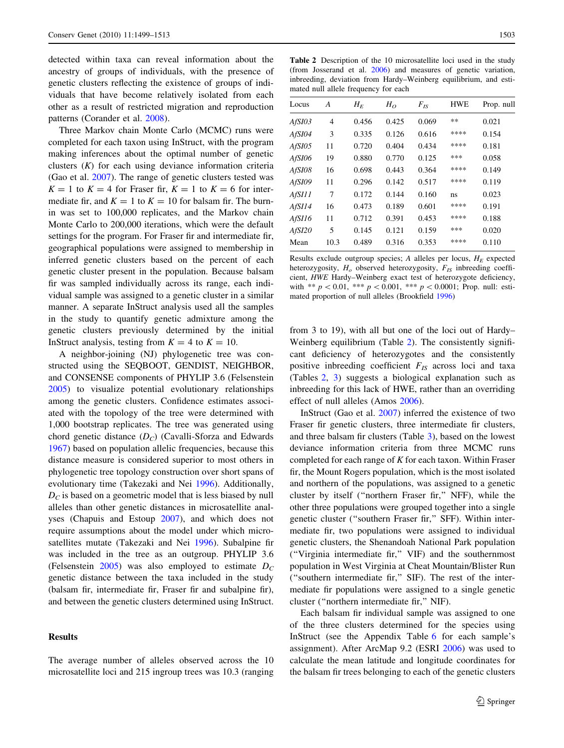detected within taxa can reveal information about the ancestry of groups of individuals, with the presence of genetic clusters reflecting the existence of groups of individuals that have become relatively isolated from each other as a result of restricted migration and reproduction patterns (Corander et al. 2008).

Three Markov chain Monte Carlo (MCMC) runs were completed for each taxon using InStruct, with the program making inferences about the optimal number of genetic clusters ($K$) for each using deviance information criteria (Gao et al. 2007). The range of genetic clusters tested was $K = 1$ to $K = 4$ for Fraser fir, $K = 1$ to $K = 6$ for intermediate fir, and $K = 1$ to $K = 10$ for balsam fir. The burn-in was set to 100,000 replicates, and the Markov chain Monte Carlo to 200,000 iterations, which were the default settings for the program. For Fraser fir and intermediate fir, geographical populations were assigned to membership in inferred genetic clusters based on the percent of each genetic cluster present in the population. Because balsam fir was sampled individually across its range, each individual sample was assigned to a genetic cluster in a similar manner. A separate InStruct analysis used all the samples in the study to quantify genetic admixture among the genetic clusters previously determined by the initial InStruct analysis, testing from $K = 4$ to $K = 10$.

A neighbor-joining (NJ) phylogenetic tree was constructed using the SEQBOOT, GENDIST, NEIGHBOR, and CONSENSE components of PHYLIP 3.6 (Felsenstein 2005) to visualize potential evolutionary relationships among the genetic clusters. Confidence estimates associated with the topology of the tree were determined with 1,000 bootstrap replicates. The tree was generated using chord genetic distance ($D_C$) (Cavalli-Sforza and Edwards 1967) based on population allelic frequencies, because this distance measure is considered superior to most others in phylogenetic tree topology construction over short spans of evolutionary time (Takezaki and Nei 1996). Additionally, $D_C$ is based on a geometric model that is less biased by null alleles than other genetic distances in microsatellite analyses (Chapuis and Estoup 2007), and which does not require assumptions about the model under which microsatellites mutate (Takezaki and Nei 1996). Subalpine fir was included in the tree as an outgroup. PHYLIP 3.6 (Felsenstein 2005) was also employed to estimate $D_C$ genetic distance between the taxa included in the study (balsam fir, intermediate fir, Fraser fir and subalpine fir), and between the genetic clusters determined using InStruct.

## Results

The average number of alleles observed across the 10 microsatellite loci and 215 ingroup trees was 10.3 (ranging from 3 to 19), with all but one of the loci out of Hardy–Weinberg equilibrium (Table 2). The consistently significant deficiency of heterozygotes and the consistently positive inbreeding coefficient $F_{IS}$ across loci and taxa (Tables 2, 3) suggests a biological explanation such as inbreeding for this lack of HWE, rather than an overriding effect of null alleles (Amos 2006).

**Table 2** Description of the 10 microsatellite loci used in the study (from Josserand et al. 2006) and measures of genetic variation, inbreeding, deviation from Hardy–Weinberg equilibrium, and estimated null allele frequency for each

| Locus | $A$ | $H_E$ | $H_O$ | $F_{IS}$ | HWE | Prop. null |
|---|---|---|---|---|---|---|
| *AfSI03* | 4 | 0.456 | 0.425 | 0.069 | ** | 0.021 |
| *AfSI04* | 3 | 0.335 | 0.126 | 0.616 | **** | 0.154 |
| *AfSI05* | 11 | 0.720 | 0.404 | 0.434 | **** | 0.181 |
| *AfSI06* | 19 | 0.880 | 0.770 | 0.125 | *** | 0.058 |
| *AfSI08* | 16 | 0.698 | 0.443 | 0.364 | **** | 0.149 |
| *AfSI09* | 11 | 0.296 | 0.142 | 0.517 | **** | 0.119 |
| *AfSI11* | 7 | 0.172 | 0.144 | 0.160 | ns | 0.023 |
| *AfSI14* | 16 | 0.473 | 0.189 | 0.601 | **** | 0.191 |
| *AfSI16* | 11 | 0.712 | 0.391 | 0.453 | **** | 0.188 |
| *AfSI20* | 5 | 0.145 | 0.121 | 0.159 | *** | 0.020 |
| Mean | 10.3 | 0.489 | 0.316 | 0.353 | **** | 0.110 |

Results exclude outgroup species; $A$ alleles per locus, $H_E$ expected heterozygosity, $H_o$ observed heterozygosity, $F_{IS}$ inbreeding coefficient, *HWE* Hardy–Weinberg exact test of heterozygote deficiency, with ** $p < 0.01$, *** $p < 0.001$, *** $p < 0.0001$; Prop. null: estimated proportion of null alleles (Brookfield 1996)

InStruct (Gao et al. 2007) inferred the existence of two Fraser fir genetic clusters, three intermediate fir clusters, and three balsam fir clusters (Table 3), based on the lowest deviance information criteria from three MCMC runs completed for each range of $K$ for each taxon. Within Fraser fir, the Mount Rogers population, which is the most isolated and northern of the populations, was assigned to a genetic cluster by itself ("northern Fraser fir," NFF), while the other three populations were grouped together into a single genetic cluster ("southern Fraser fir," SFF). Within intermediate fir, two populations were assigned to individual genetic clusters, the Shenandoah National Park population ("Virginia intermediate fir," VIF) and the southernmost population in West Virginia at Cheat Mountain/Blister Run ("southern intermediate fir," SIF). The rest of the intermediate fir populations were assigned to a single genetic cluster ("northern intermediate fir," NIF).

Each balsam fir individual sample was assigned to one of the three clusters determined for the species using InStruct (see the Appendix Table 6 for each sample's assignment). After ArcMap 9.2 (ESRI 2006) was used to calculate the mean latitude and longitude coordinates for the balsam fir trees belonging to each of the genetic clusters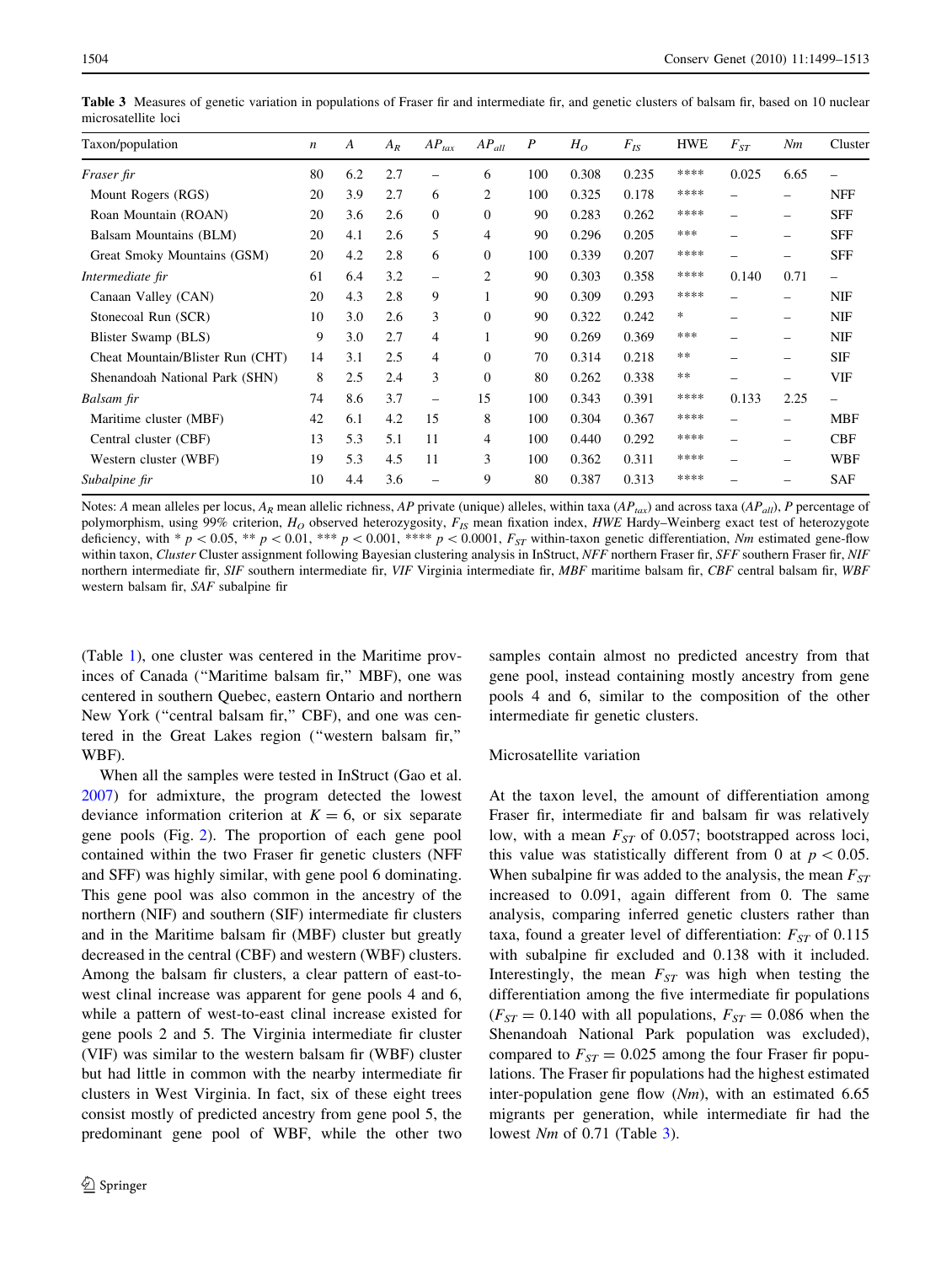**Table 3** Measures of genetic variation in populations of Fraser fir and intermediate fir, and genetic clusters of balsam fir, based on 10 nuclear microsatellite loci

| Taxon/population | $n$ | $A$ | $A_R$ | $AP_{tax}$ | $AP_{all}$ | $P$ | $H_O$ | $F_{IS}$ | HWE | $F_{ST}$ | $Nm$ | Cluster |
|---|---|---|---|---|---|---|---|---|---|---|---|---|
| *Fraser fir* | 80 | 6.2 | 2.7 | – | 6 | 100 | 0.308 | 0.235 | **** | 0.025 | 6.65 | – |
| Mount Rogers (RGS) | 20 | 3.9 | 2.7 | 6 | 2 | 100 | 0.325 | 0.178 | **** | – | – | NFF |
| Roan Mountain (ROAN) | 20 | 3.6 | 2.6 | 0 | 0 | 90 | 0.283 | 0.262 | **** | – | – | SFF |
| Balsam Mountains (BLM) | 20 | 4.1 | 2.6 | 5 | 4 | 90 | 0.296 | 0.205 | *** | – | – | SFF |
| Great Smoky Mountains (GSM) | 20 | 4.2 | 2.8 | 6 | 0 | 100 | 0.339 | 0.207 | **** | – | – | SFF |
| *Intermediate fir* | 61 | 6.4 | 3.2 | – | 2 | 90 | 0.303 | 0.358 | **** | 0.140 | 0.71 | – |
| Canaan Valley (CAN) | 20 | 4.3 | 2.8 | 9 | 1 | 90 | 0.309 | 0.293 | **** | – | – | NIF |
| Stonecoal Run (SCR) | 10 | 3.0 | 2.6 | 3 | 0 | 90 | 0.322 | 0.242 | * | – | – | NIF |
| Blister Swamp (BLS) | 9 | 3.0 | 2.7 | 4 | 1 | 90 | 0.269 | 0.369 | *** | – | – | NIF |
| Cheat Mountain/Blister Run (CHT) | 14 | 3.1 | 2.5 | 4 | 0 | 70 | 0.314 | 0.218 | ** | – | – | SIF |
| Shenandoah National Park (SHN) | 8 | 2.5 | 2.4 | 3 | 0 | 80 | 0.262 | 0.338 | ** | – | – | VIF |
| *Balsam fir* | 74 | 8.6 | 3.7 | – | 15 | 100 | 0.343 | 0.391 | **** | 0.133 | 2.25 | – |
| Maritime cluster (MBF) | 42 | 6.1 | 4.2 | 15 | 8 | 100 | 0.304 | 0.367 | **** | – | – | MBF |
| Central cluster (CBF) | 13 | 5.3 | 5.1 | 11 | 4 | 100 | 0.440 | 0.292 | **** | – | – | CBF |
| Western cluster (WBF) | 19 | 5.3 | 4.5 | 11 | 3 | 100 | 0.362 | 0.311 | **** | – | – | WBF |
| *Subalpine fir* | 10 | 4.4 | 3.6 | – | 9 | 80 | 0.387 | 0.313 | **** | – | – | SAF |

Notes: $A$ mean alleles per locus, $A_R$ mean allelic richness, $AP$ private (unique) alleles, within taxa ($AP_{tax}$) and across taxa ($AP_{all}$), $P$ percentage of polymorphism, using 99% criterion, $H_O$ observed heterozygosity, $F_{IS}$ mean fixation index, *HWE* Hardy–Weinberg exact test of heterozygote deficiency, with * $p < 0.05$, ** $p < 0.01$, *** $p < 0.001$, **** $p < 0.0001$, $F_{ST}$ within-taxon genetic differentiation, $Nm$ estimated gene-flow within taxon, *Cluster* Cluster assignment following Bayesian clustering analysis in InStruct, *NFF* northern Fraser fir, *SFF* southern Fraser fir, *NIF* northern intermediate fir, *SIF* southern intermediate fir, *VIF* Virginia intermediate fir, *MBF* maritime balsam fir, *CBF* central balsam fir, *WBF* western balsam fir, *SAF* subalpine fir

(Table 1), one cluster was centered in the Maritime provinces of Canada ("Maritime balsam fir," MBF), one was centered in southern Quebec, eastern Ontario and northern New York ("central balsam fir," CBF), and one was centered in the Great Lakes region ("western balsam fir," WBF).

When all the samples were tested in InStruct (Gao et al. 2007) for admixture, the program detected the lowest deviance information criterion at $K = 6$, or six separate gene pools (Fig. 2). The proportion of each gene pool contained within the two Fraser fir genetic clusters (NFF and SFF) was highly similar, with gene pool 6 dominating. This gene pool was also common in the ancestry of the northern (NIF) and southern (SIF) intermediate fir clusters and in the Maritime balsam fir (MBF) cluster but greatly decreased in the central (CBF) and western (WBF) clusters. Among the balsam fir clusters, a clear pattern of east-to-west clinal increase was apparent for gene pools 4 and 6, while a pattern of west-to-east clinal increase existed for gene pools 2 and 5. The Virginia intermediate fir cluster (VIF) was similar to the western balsam fir (WBF) cluster but had little in common with the nearby intermediate fir clusters in West Virginia. In fact, six of these eight trees consist mostly of predicted ancestry from gene pool 5, the predominant gene pool of WBF, while the other two samples contain almost no predicted ancestry from that gene pool, instead containing mostly ancestry from gene pools 4 and 6, similar to the composition of the other intermediate fir genetic clusters.

### Microsatellite variation

At the taxon level, the amount of differentiation among Fraser fir, intermediate fir and balsam fir was relatively low, with a mean $F_{ST}$ of 0.057; bootstrapped across loci, this value was statistically different from 0 at $p < 0.05$. When subalpine fir was added to the analysis, the mean $F_{ST}$ increased to 0.091, again different from 0. The same analysis, comparing inferred genetic clusters rather than taxa, found a greater level of differentiation: $F_{ST}$ of 0.115 with subalpine fir excluded and 0.138 with it included. Interestingly, the mean $F_{ST}$ was high when testing the differentiation among the five intermediate fir populations ($F_{ST} = 0.140$ with all populations, $F_{ST} = 0.086$ when the Shenandoah National Park population was excluded), compared to $F_{ST} = 0.025$ among the four Fraser fir populations. The Fraser fir populations had the highest estimated inter-population gene flow ($Nm$), with an estimated 6.65 migrants per generation, while intermediate fir had the lowest $Nm$ of 0.71 (Table 3).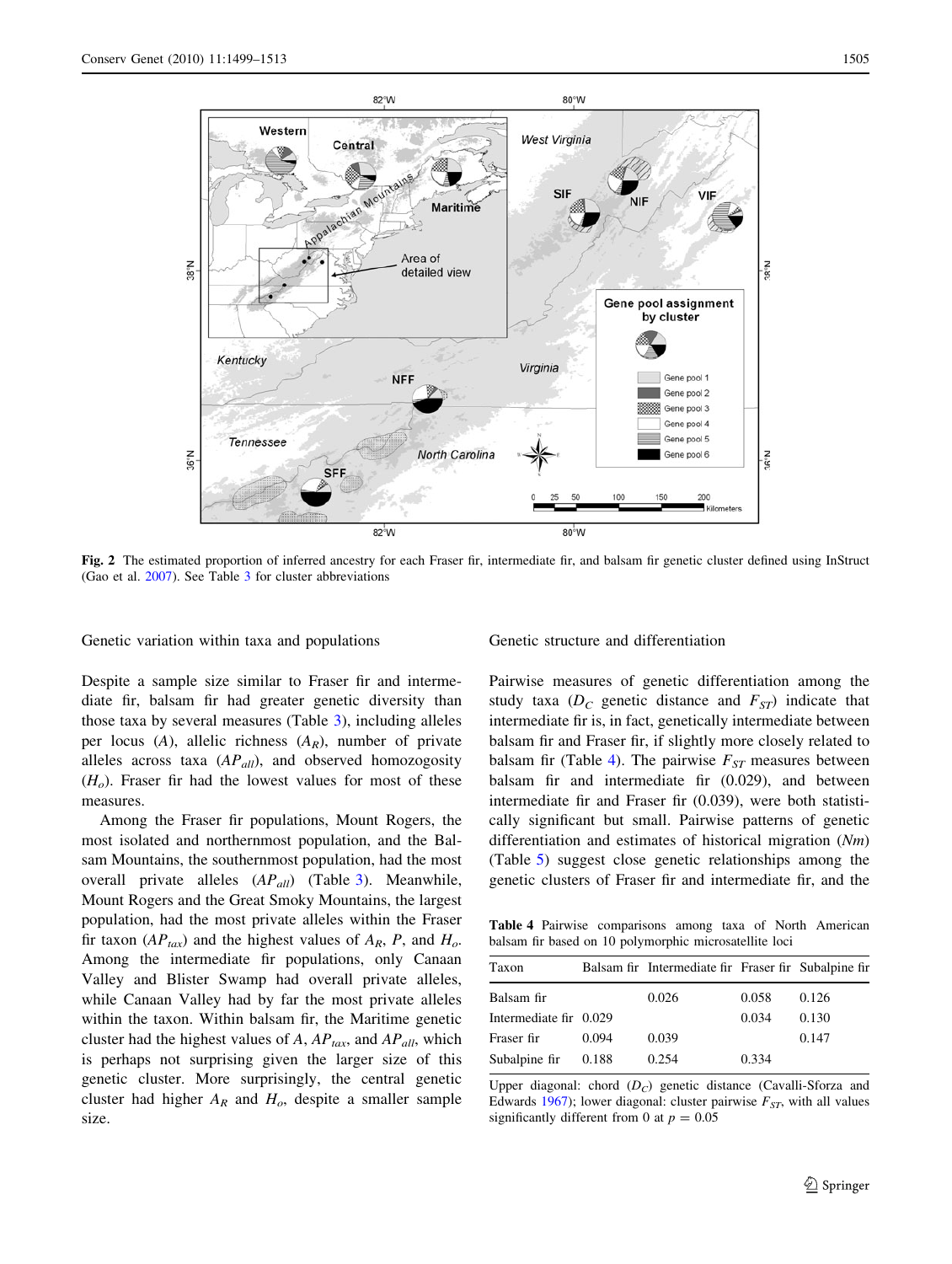82°W

80°W

Western

Central

Maritime

Appalachian Mountains

Area of detailed view

West Virginia

SIF

NIF

VIF

Gene pool assignment by cluster

Gene pool 1

Gene pool 2

Gene pool 3

Gene pool 4

Gene pool 5

Gene pool 6

Kentucky

Virginia

NFF

Tennessee

North Carolina

SFF

0 25 50 100 150 200 Kilometers

38°N

36°N

**Fig. 2** The estimated proportion of inferred ancestry for each Fraser fir, intermediate fir, and balsam fir genetic cluster defined using InStruct (Gao et al. 2007). See Table 3 for cluster abbreviations

Genetic variation within taxa and populations

Despite a sample size similar to Fraser fir and intermediate fir, balsam fir had greater genetic diversity than those taxa by several measures (Table 3), including alleles per locus ($A$), allelic richness ($A_R$), number of private alleles across taxa ($AP_{all}$), and observed homozogosity ($H_o$). Fraser fir had the lowest values for most of these measures.

Among the Fraser fir populations, Mount Rogers, the most isolated and northernmost population, and the Balsam Mountains, the southernmost population, had the most overall private alleles ($AP_{all}$) (Table 3). Meanwhile, Mount Rogers and the Great Smoky Mountains, the largest population, had the most private alleles within the Fraser fir taxon ($AP_{tax}$) and the highest values of $A_R$, $P$, and $H_o$. Among the intermediate fir populations, only Canaan Valley and Blister Swamp had overall private alleles, while Canaan Valley had by far the most private alleles within the taxon. Within balsam fir, the Maritime genetic cluster had the highest values of $A$, $AP_{tax}$, and $AP_{all}$, which is perhaps not surprising given the larger size of this genetic cluster. More surprisingly, the central genetic cluster had higher $A_R$ and $H_o$, despite a smaller sample size.

Genetic structure and differentiation

Pairwise measures of genetic differentiation among the study taxa ($D_C$ genetic distance and $F_{ST}$) indicate that intermediate fir is, in fact, genetically intermediate between balsam fir and Fraser fir, if slightly more closely related to balsam fir (Table 4). The pairwise $F_{ST}$ measures between balsam fir and intermediate fir (0.029), and between intermediate fir and Fraser fir (0.039), were both statistically significant but small. Pairwise patterns of genetic differentiation and estimates of historical migration ($Nm$) (Table 5) suggest close genetic relationships among the genetic clusters of Fraser fir and intermediate fir, and the

**Table 4** Pairwise comparisons among taxa of North American balsam fir based on 10 polymorphic microsatellite loci

| Taxon | Balsam fir | Intermediate fir | Fraser fir | Subalpine fir |
|---|---|---|---|---|
| Balsam fir | | 0.026 | 0.058 | 0.126 |
| Intermediate fir | 0.029 | | 0.034 | 0.130 |
| Fraser fir | 0.094 | 0.039 | | 0.147 |
| Subalpine fir | 0.188 | 0.254 | 0.334 | |

Upper diagonal: chord ($D_C$) genetic distance (Cavalli-Sforza and Edwards 1967); lower diagonal: cluster pairwise $F_{ST}$, with all values significantly different from 0 at $p = 0.05$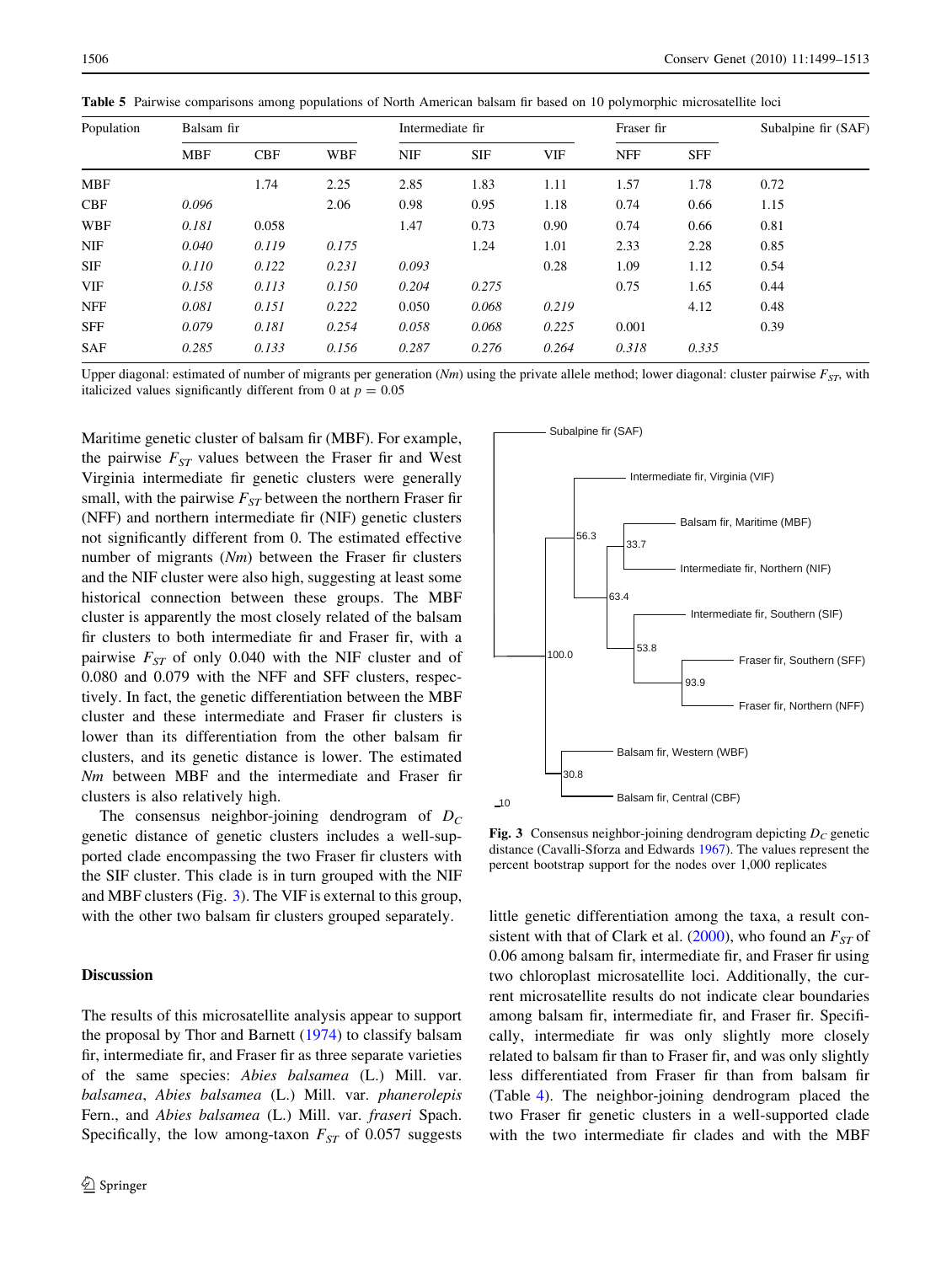**Table 5** Pairwise comparisons among populations of North American balsam fir based on 10 polymorphic microsatellite loci

| Population | Balsam fir | | | Intermediate fir | | | Fraser fir | | Subalpine fir (SAF) |
|---|---|---|---|---|---|---|---|---|---|
| | MBF | CBF | WBF | NIF | SIF | VIF | NFF | SFF | |
| MBF | | 1.74 | 2.25 | 2.85 | 1.83 | 1.11 | 1.57 | 1.78 | 0.72 |
| CBF | *0.096* | | 2.06 | 0.98 | 0.95 | 1.18 | 0.74 | 0.66 | 1.15 |
| WBF | *0.181* | 0.058 | | 1.47 | 0.73 | 0.90 | 0.74 | 0.66 | 0.81 |
| NIF | *0.040* | *0.119* | *0.175* | | 1.24 | 1.01 | 2.33 | 2.28 | 0.85 |
| SIF | *0.110* | *0.122* | *0.231* | *0.093* | | 0.28 | 1.09 | 1.12 | 0.54 |
| VIF | *0.158* | *0.113* | *0.150* | *0.204* | *0.275* | | 0.75 | 1.65 | 0.44 |
| NFF | *0.081* | *0.151* | *0.222* | 0.050 | *0.068* | *0.219* | | 4.12 | 0.48 |
| SFF | *0.079* | *0.181* | *0.254* | *0.058* | *0.068* | *0.225* | 0.001 | | 0.39 |
| SAF | *0.285* | *0.133* | *0.156* | *0.287* | *0.276* | *0.264* | *0.318* | *0.335* | |

Upper diagonal: estimated of number of migrants per generation (*Nm*) using the private allele method; lower diagonal: cluster pairwise $F_{ST}$, with italicized values significantly different from 0 at $p = 0.05$

Maritime genetic cluster of balsam fir (MBF). For example, the pairwise $F_{ST}$ values between the Fraser fir and West Virginia intermediate fir genetic clusters were generally small, with the pairwise $F_{ST}$ between the northern Fraser fir (NFF) and northern intermediate fir (NIF) genetic clusters not significantly different from 0. The estimated effective number of migrants (*Nm*) between the Fraser fir clusters and the NIF cluster were also high, suggesting at least some historical connection between these groups. The MBF cluster is apparently the most closely related of the balsam fir clusters to both intermediate fir and Fraser fir, with a pairwise $F_{ST}$ of only 0.040 with the NIF cluster and of 0.080 and 0.079 with the NFF and SFF clusters, respectively. In fact, the genetic differentiation between the MBF cluster and these intermediate and Fraser fir clusters is lower than its differentiation from the other balsam fir clusters, and its genetic distance is lower. The estimated *Nm* between MBF and the intermediate and Fraser fir clusters is also relatively high.

The consensus neighbor-joining dendrogram of $D_C$ genetic distance of genetic clusters includes a well-supported clade encompassing the two Fraser fir clusters with the SIF cluster. This clade is in turn grouped with the NIF and MBF clusters (Fig. 3). The VIF is external to this group, with the other two balsam fir clusters grouped separately.

Subalpine fir (SAF)
Intermediate fir, Virginia (VIF)
Balsam fir, Maritime (MBF)
Intermediate fir, Northern (NIF)
Intermediate fir, Southern (SIF)
Fraser fir, Southern (SFF)
Fraser fir, Northern (NFF)
Balsam fir, Western (WBF)
Balsam fir, Central (CBF)
56.3
33.7
63.4
53.8
93.9
100.0
30.8
10

**Fig. 3** Consensus neighbor-joining dendrogram depicting $D_C$ genetic distance (Cavalli-Sforza and Edwards 1967). The values represent the percent bootstrap support for the nodes over 1,000 replicates

## Discussion

The results of this microsatellite analysis appear to support the proposal by Thor and Barnett (1974) to classify balsam fir, intermediate fir, and Fraser fir as three separate varieties of the same species: *Abies balsamea* (L.) Mill. var. *balsamea*, *Abies balsamea* (L.) Mill. var. *phanerolepis* Fern., and *Abies balsamea* (L.) Mill. var. *fraseri* Spach. Specifically, the low among-taxon $F_{ST}$ of 0.057 suggests little genetic differentiation among the taxa, a result consistent with that of Clark et al. (2000), who found an $F_{ST}$ of 0.06 among balsam fir, intermediate fir, and Fraser fir using two chloroplast microsatellite loci. Additionally, the current microsatellite results do not indicate clear boundaries among balsam fir, intermediate fir, and Fraser fir. Specifically, intermediate fir was only slightly more closely related to balsam fir than to Fraser fir, and was only slightly less differentiated from Fraser fir than from balsam fir (Table 4). The neighbor-joining dendrogram placed the two Fraser fir genetic clusters in a well-supported clade with the two intermediate fir clades and with the MBF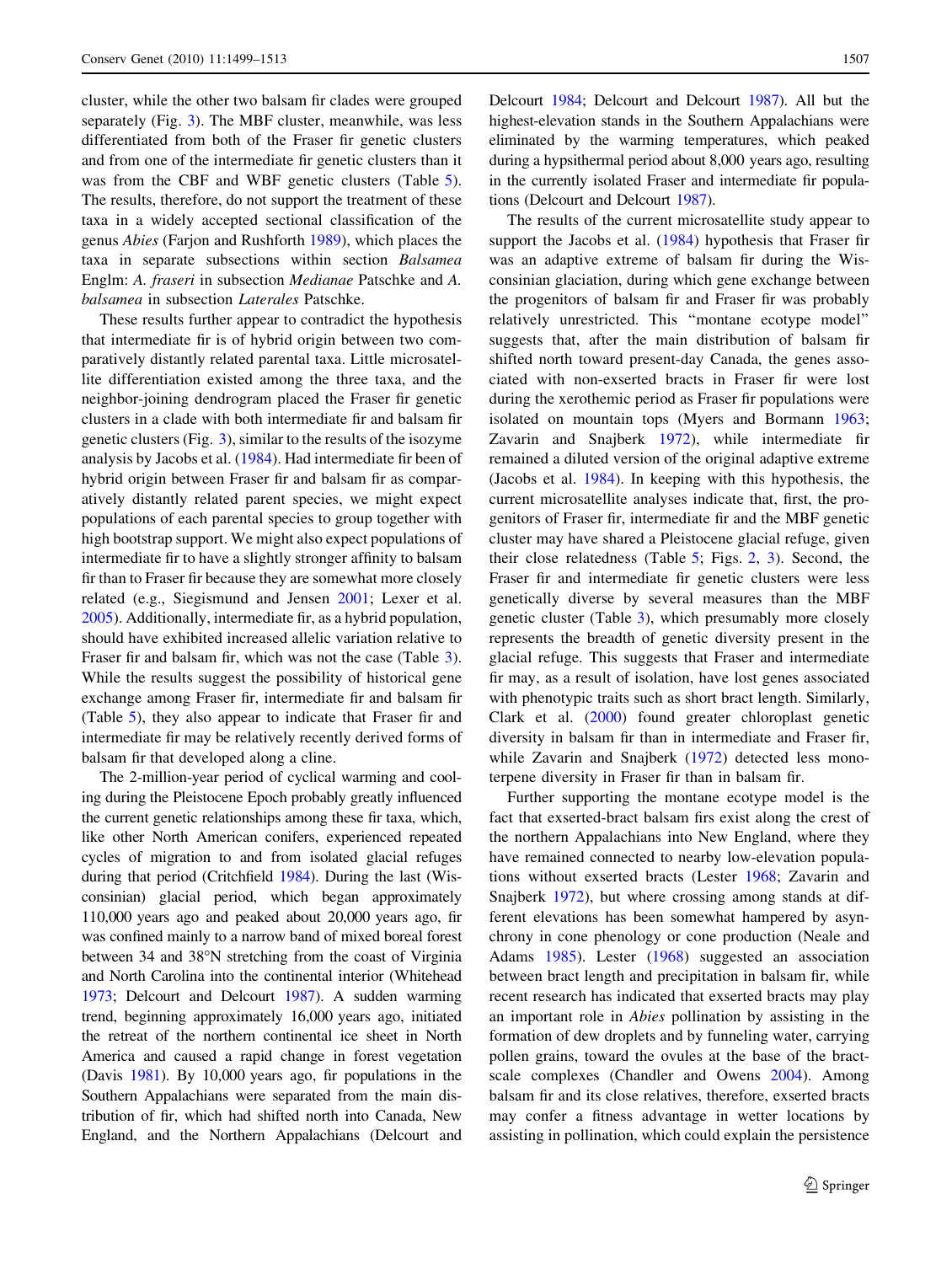cluster, while the other two balsam fir clades were grouped separately (Fig. 3). The MBF cluster, meanwhile, was less differentiated from both of the Fraser fir genetic clusters and from one of the intermediate fir genetic clusters than it was from the CBF and WBF genetic clusters (Table 5). The results, therefore, do not support the treatment of these taxa in a widely accepted sectional classification of the genus *Abies* (Farjon and Rushforth 1989), which places the taxa in separate subsections within section *Balsamea* Englm: *A. fraseri* in subsection *Medianae* Patschke and *A. balsamea* in subsection *Laterales* Patschke.

These results further appear to contradict the hypothesis that intermediate fir is of hybrid origin between two comparatively distantly related parental taxa. Little microsatellite differentiation existed among the three taxa, and the neighbor-joining dendrogram placed the Fraser fir genetic clusters in a clade with both intermediate fir and balsam fir genetic clusters (Fig. 3), similar to the results of the isozyme analysis by Jacobs et al. (1984). Had intermediate fir been of hybrid origin between Fraser fir and balsam fir as comparatively distantly related parent species, we might expect populations of each parental species to group together with high bootstrap support. We might also expect populations of intermediate fir to have a slightly stronger affinity to balsam fir than to Fraser fir because they are somewhat more closely related (e.g., Siegismund and Jensen 2001; Lexer et al. 2005). Additionally, intermediate fir, as a hybrid population, should have exhibited increased allelic variation relative to Fraser fir and balsam fir, which was not the case (Table 3). While the results suggest the possibility of historical gene exchange among Fraser fir, intermediate fir and balsam fir (Table 5), they also appear to indicate that Fraser fir and intermediate fir may be relatively recently derived forms of balsam fir that developed along a cline.

The 2-million-year period of cyclical warming and cooling during the Pleistocene Epoch probably greatly influenced the current genetic relationships among these fir taxa, which, like other North American conifers, experienced repeated cycles of migration to and from isolated glacial refuges during that period (Critchfield 1984). During the last (Wisconsinian) glacial period, which began approximately 110,000 years ago and peaked about 20,000 years ago, fir was confined mainly to a narrow band of mixed boreal forest between 34 and 38°N stretching from the coast of Virginia and North Carolina into the continental interior (Whitehead 1973; Delcourt and Delcourt 1987). A sudden warming trend, beginning approximately 16,000 years ago, initiated the retreat of the northern continental ice sheet in North America and caused a rapid change in forest vegetation (Davis 1981). By 10,000 years ago, fir populations in the Southern Appalachians were separated from the main distribution of fir, which had shifted north into Canada, New England, and the Northern Appalachians (Delcourt and Delcourt 1984; Delcourt and Delcourt 1987). All but the highest-elevation stands in the Southern Appalachians were eliminated by the warming temperatures, which peaked during a hypsithermal period about 8,000 years ago, resulting in the currently isolated Fraser and intermediate fir populations (Delcourt and Delcourt 1987).

The results of the current microsatellite study appear to support the Jacobs et al. (1984) hypothesis that Fraser fir was an adaptive extreme of balsam fir during the Wisconsinian glaciation, during which gene exchange between the progenitors of balsam fir and Fraser fir was probably relatively unrestricted. This "montane ecotype model" suggests that, after the main distribution of balsam fir shifted north toward present-day Canada, the genes associated with non-exserted bracts in Fraser fir were lost during the xerothemic period as Fraser fir populations were isolated on mountain tops (Myers and Bormann 1963; Zavarin and Snajberk 1972), while intermediate fir remained a diluted version of the original adaptive extreme (Jacobs et al. 1984). In keeping with this hypothesis, the current microsatellite analyses indicate that, first, the progenitors of Fraser fir, intermediate fir and the MBF genetic cluster may have shared a Pleistocene glacial refuge, given their close relatedness (Table 5; Figs. 2, 3). Second, the Fraser fir and intermediate fir genetic clusters were less genetically diverse by several measures than the MBF genetic cluster (Table 3), which presumably more closely represents the breadth of genetic diversity present in the glacial refuge. This suggests that Fraser and intermediate fir may, as a result of isolation, have lost genes associated with phenotypic traits such as short bract length. Similarly, Clark et al. (2000) found greater chloroplast genetic diversity in balsam fir than in intermediate and Fraser fir, while Zavarin and Snajberk (1972) detected less monoterpene diversity in Fraser fir than in balsam fir.

Further supporting the montane ecotype model is the fact that exserted-bract balsam firs exist along the crest of the northern Appalachians into New England, where they have remained connected to nearby low-elevation populations without exserted bracts (Lester 1968; Zavarin and Snajberk 1972), but where crossing among stands at different elevations has been somewhat hampered by asynchrony in cone phenology or cone production (Neale and Adams 1985). Lester (1968) suggested an association between bract length and precipitation in balsam fir, while recent research has indicated that exserted bracts may play an important role in *Abies* pollination by assisting in the formation of dew droplets and by funneling water, carrying pollen grains, toward the ovules at the base of the bract-scale complexes (Chandler and Owens 2004). Among balsam fir and its close relatives, therefore, exserted bracts may confer a fitness advantage in wetter locations by assisting in pollination, which could explain the persistence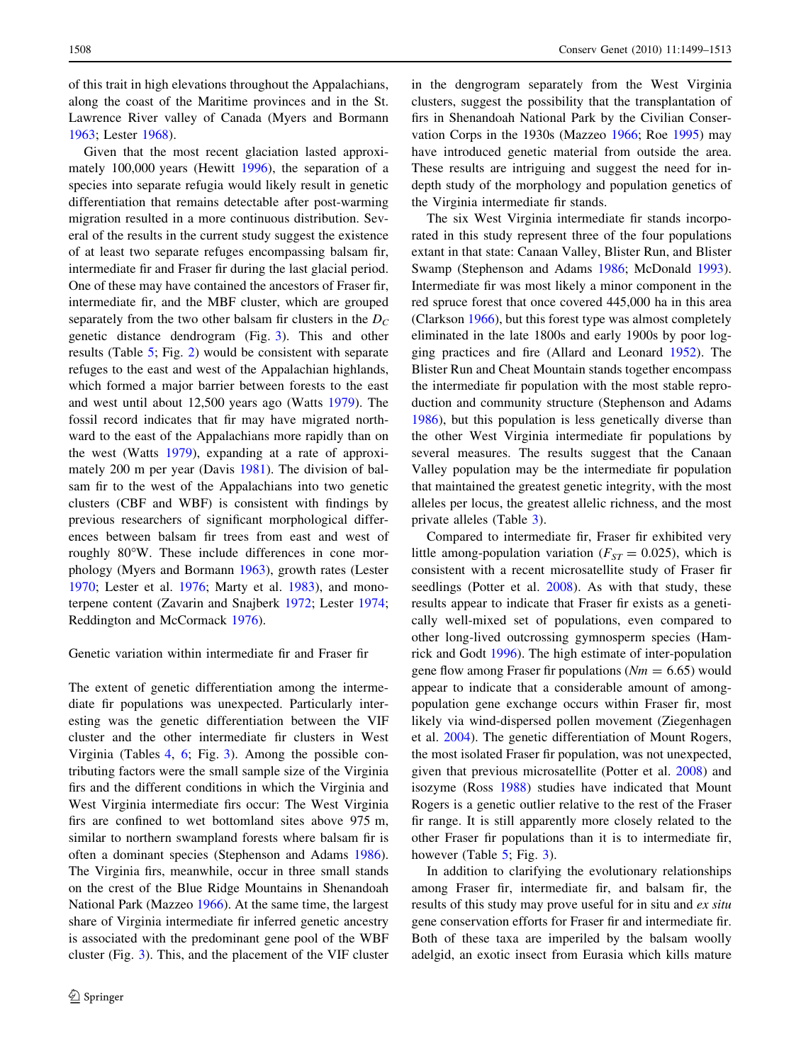of this trait in high elevations throughout the Appalachians, along the coast of the Maritime provinces and in the St. Lawrence River valley of Canada (Myers and Bormann 1963; Lester 1968).

Given that the most recent glaciation lasted approximately 100,000 years (Hewitt 1996), the separation of a species into separate refugia would likely result in genetic differentiation that remains detectable after post-warming migration resulted in a more continuous distribution. Several of the results in the current study suggest the existence of at least two separate refuges encompassing balsam fir, intermediate fir and Fraser fir during the last glacial period. One of these may have contained the ancestors of Fraser fir, intermediate fir, and the MBF cluster, which are grouped separately from the two other balsam fir clusters in the $D_C$ genetic distance dendrogram (Fig. 3). This and other results (Table 5; Fig. 2) would be consistent with separate refuges to the east and west of the Appalachian highlands, which formed a major barrier between forests to the east and west until about 12,500 years ago (Watts 1979). The fossil record indicates that fir may have migrated northward to the east of the Appalachians more rapidly than on the west (Watts 1979), expanding at a rate of approximately 200 m per year (Davis 1981). The division of balsam fir to the west of the Appalachians into two genetic clusters (CBF and WBF) is consistent with findings by previous researchers of significant morphological differences between balsam fir trees from east and west of roughly 80°W. These include differences in cone morphology (Myers and Bormann 1963), growth rates (Lester 1970; Lester et al. 1976; Marty et al. 1983), and monoterpene content (Zavarin and Snajberk 1972; Lester 1974; Reddington and McCormack 1976).

## Genetic variation within intermediate fir and Fraser fir

The extent of genetic differentiation among the intermediate fir populations was unexpected. Particularly interesting was the genetic differentiation between the VIF cluster and the other intermediate fir clusters in West Virginia (Tables 4, 6; Fig. 3). Among the possible contributing factors were the small sample size of the Virginia firs and the different conditions in which the Virginia and West Virginia intermediate firs occur: The West Virginia firs are confined to wet bottomland sites above 975 m, similar to northern swampland forests where balsam fir is often a dominant species (Stephenson and Adams 1986). The Virginia firs, meanwhile, occur in three small stands on the crest of the Blue Ridge Mountains in Shenandoah National Park (Mazzeo 1966). At the same time, the largest share of Virginia intermediate fir inferred genetic ancestry is associated with the predominant gene pool of the WBF cluster (Fig. 3). This, and the placement of the VIF cluster in the dengrogram separately from the West Virginia clusters, suggest the possibility that the transplantation of firs in Shenandoah National Park by the Civilian Conservation Corps in the 1930s (Mazzeo 1966; Roe 1995) may have introduced genetic material from outside the area. These results are intriguing and suggest the need for in-depth study of the morphology and population genetics of the Virginia intermediate fir stands.

The six West Virginia intermediate fir stands incorporated in this study represent three of the four populations extant in that state: Canaan Valley, Blister Run, and Blister Swamp (Stephenson and Adams 1986; McDonald 1993). Intermediate fir was most likely a minor component in the red spruce forest that once covered 445,000 ha in this area (Clarkson 1966), but this forest type was almost completely eliminated in the late 1800s and early 1900s by poor logging practices and fire (Allard and Leonard 1952). The Blister Run and Cheat Mountain stands together encompass the intermediate fir population with the most stable reproduction and community structure (Stephenson and Adams 1986), but this population is less genetically diverse than the other West Virginia intermediate fir populations by several measures. The results suggest that the Canaan Valley population may be the intermediate fir population that maintained the greatest genetic integrity, with the most alleles per locus, the greatest allelic richness, and the most private alleles (Table 3).

Compared to intermediate fir, Fraser fir exhibited very little among-population variation ($F_{ST} = 0.025$), which is consistent with a recent microsatellite study of Fraser fir seedlings (Potter et al. 2008). As with that study, these results appear to indicate that Fraser fir exists as a genetically well-mixed set of populations, even compared to other long-lived outcrossing gymnosperm species (Hamrick and Godt 1996). The high estimate of inter-population gene flow among Fraser fir populations ($Nm = 6.65$) would appear to indicate that a considerable amount of among-population gene exchange occurs within Fraser fir, most likely via wind-dispersed pollen movement (Ziegenhagen et al. 2004). The genetic differentiation of Mount Rogers, the most isolated Fraser fir population, was not unexpected, given that previous microsatellite (Potter et al. 2008) and isozyme (Ross 1988) studies have indicated that Mount Rogers is a genetic outlier relative to the rest of the Fraser fir range. It is still apparently more closely related to the other Fraser fir populations than it is to intermediate fir, however (Table 5; Fig. 3).

In addition to clarifying the evolutionary relationships among Fraser fir, intermediate fir, and balsam fir, the results of this study may prove useful for in situ and *ex situ* gene conservation efforts for Fraser fir and intermediate fir. Both of these taxa are imperiled by the balsam woolly adelgid, an exotic insect from Eurasia which kills mature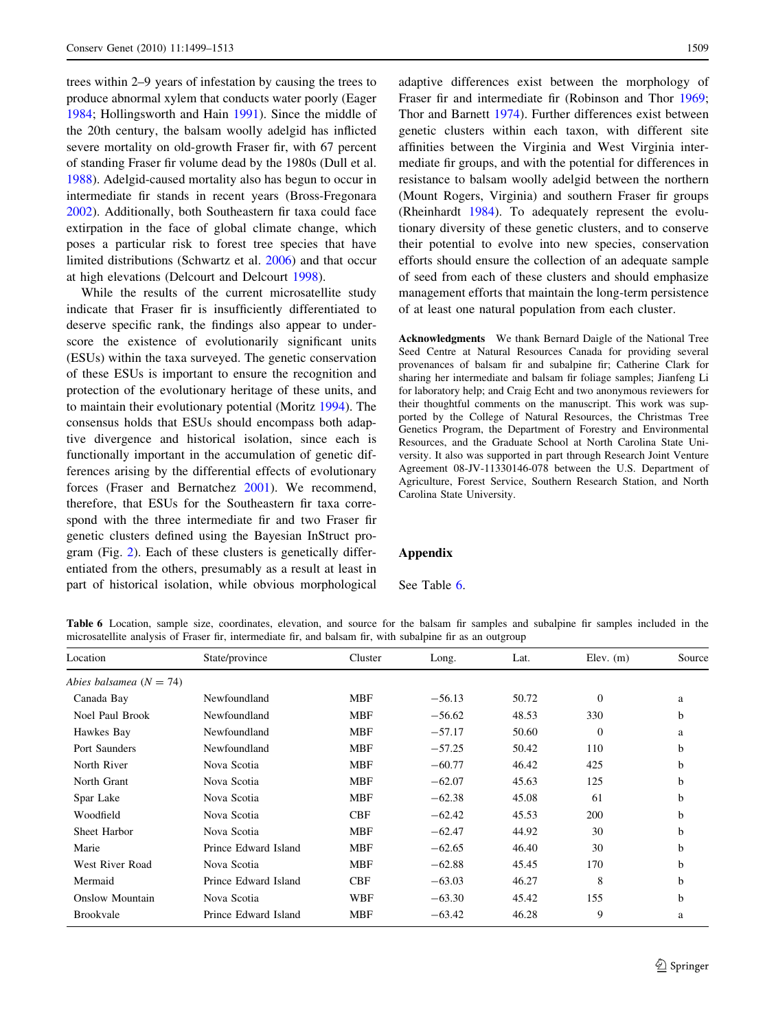trees within 2–9 years of infestation by causing the trees to produce abnormal xylem that conducts water poorly (Eager 1984; Hollingsworth and Hain 1991). Since the middle of the 20th century, the balsam woolly adelgid has inflicted severe mortality on old-growth Fraser fir, with 67 percent of standing Fraser fir volume dead by the 1980s (Dull et al. 1988). Adelgid-caused mortality also has begun to occur in intermediate fir stands in recent years (Bross-Fregonara 2002). Additionally, both Southeastern fir taxa could face extirpation in the face of global climate change, which poses a particular risk to forest tree species that have limited distributions (Schwartz et al. 2006) and that occur at high elevations (Delcourt and Delcourt 1998).

While the results of the current microsatellite study indicate that Fraser fir is insufficiently differentiated to deserve specific rank, the findings also appear to underscore the existence of evolutionarily significant units (ESUs) within the taxa surveyed. The genetic conservation of these ESUs is important to ensure the recognition and protection of the evolutionary heritage of these units, and to maintain their evolutionary potential (Moritz 1994). The consensus holds that ESUs should encompass both adaptive divergence and historical isolation, since each is functionally important in the accumulation of genetic differences arising by the differential effects of evolutionary forces (Fraser and Bernatchez 2001). We recommend, therefore, that ESUs for the Southeastern fir taxa correspond with the three intermediate fir and two Fraser fir genetic clusters defined using the Bayesian InStruct program (Fig. 2). Each of these clusters is genetically differentiated from the others, presumably as a result at least in part of historical isolation, while obvious morphological adaptive differences exist between the morphology of Fraser fir and intermediate fir (Robinson and Thor 1969; Thor and Barnett 1974). Further differences exist between genetic clusters within each taxon, with different site affinities between the Virginia and West Virginia intermediate fir groups, and with the potential for differences in resistance to balsam woolly adelgid between the northern (Mount Rogers, Virginia) and southern Fraser fir groups (Rheinhardt 1984). To adequately represent the evolutionary diversity of these genetic clusters, and to conserve their potential to evolve into new species, conservation efforts should ensure the collection of an adequate sample of seed from each of these clusters and should emphasize management efforts that maintain the long-term persistence of at least one natural population from each cluster.

**Acknowledgments** We thank Bernard Daigle of the National Tree Seed Centre at Natural Resources Canada for providing several provenances of balsam fir and subalpine fir; Catherine Clark for sharing her intermediate and balsam fir foliage samples; Jianfeng Li for laboratory help; and Craig Echt and two anonymous reviewers for their thoughtful comments on the manuscript. This work was supported by the College of Natural Resources, the Christmas Tree Genetics Program, the Department of Forestry and Environmental Resources, and the Graduate School at North Carolina State University. It also was supported in part through Research Joint Venture Agreement 08-JV-11330146-078 between the U.S. Department of Agriculture, Forest Service, Southern Research Station, and North Carolina State University.

## Appendix

See Table 6.

**Table 6** Location, sample size, coordinates, elevation, and source for the balsam fir samples and subalpine fir samples included in the microsatellite analysis of Fraser fir, intermediate fir, and balsam fir, with subalpine fir as an outgroup

| Location | State/province | Cluster | Long. | Lat. | Elev. (m) | Source |
|---|---|---|---|---|---|---|
| *Abies balsamea* ($N = 74$) | | | | | | |
| Canada Bay | Newfoundland | MBF | −56.13 | 50.72 | 0 | a |
| Noel Paul Brook | Newfoundland | MBF | −56.62 | 48.53 | 330 | b |
| Hawkes Bay | Newfoundland | MBF | −57.17 | 50.60 | 0 | a |
| Port Saunders | Newfoundland | MBF | −57.25 | 50.42 | 110 | b |
| North River | Nova Scotia | MBF | −60.77 | 46.42 | 425 | b |
| North Grant | Nova Scotia | MBF | −62.07 | 45.63 | 125 | b |
| Spar Lake | Nova Scotia | MBF | −62.38 | 45.08 | 61 | b |
| Woodfield | Nova Scotia | CBF | −62.42 | 45.53 | 200 | b |
| Sheet Harbor | Nova Scotia | MBF | −62.47 | 44.92 | 30 | b |
| Marie | Prince Edward Island | MBF | −62.65 | 46.40 | 30 | b |
| West River Road | Nova Scotia | MBF | −62.88 | 45.45 | 170 | b |
| Mermaid | Prince Edward Island | CBF | −63.03 | 46.27 | 8 | b |
| Onslow Mountain | Nova Scotia | WBF | −63.30 | 45.42 | 155 | b |
| Brookvale | Prince Edward Island | MBF | −63.42 | 46.28 | 9 | a |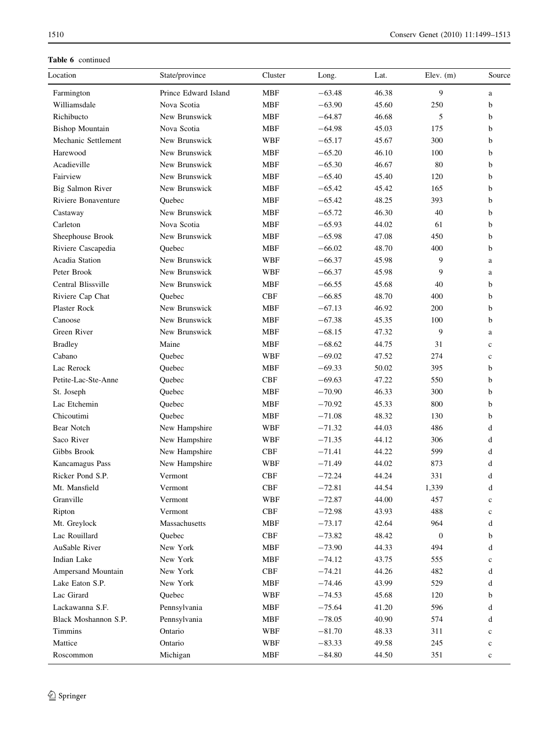**Table 6** continued

| Location | State/province | Cluster | Long. | Lat. | Elev. (m) | Source |
|---|---|---|---|---|---|---|
| Farmington | Prince Edward Island | MBF | −63.48 | 46.38 | 9 | a |
| Williamsdale | Nova Scotia | MBF | −63.90 | 45.60 | 250 | b |
| Richibucto | New Brunswick | MBF | −64.87 | 46.68 | 5 | b |
| Bishop Mountain | Nova Scotia | MBF | −64.98 | 45.03 | 175 | b |
| Mechanic Settlement | New Brunswick | WBF | −65.17 | 45.67 | 300 | b |
| Harewood | New Brunswick | MBF | −65.20 | 46.10 | 100 | b |
| Acadieville | New Brunswick | MBF | −65.30 | 46.67 | 80 | b |
| Fairview | New Brunswick | MBF | −65.40 | 45.40 | 120 | b |
| Big Salmon River | New Brunswick | MBF | −65.42 | 45.42 | 165 | b |
| Riviere Bonaventure | Quebec | MBF | −65.42 | 48.25 | 393 | b |
| Castaway | New Brunswick | MBF | −65.72 | 46.30 | 40 | b |
| Carleton | Nova Scotia | MBF | −65.93 | 44.02 | 61 | b |
| Sheephouse Brook | New Brunswick | MBF | −65.98 | 47.08 | 450 | b |
| Riviere Cascapedia | Quebec | MBF | −66.02 | 48.70 | 400 | b |
| Acadia Station | New Brunswick | WBF | −66.37 | 45.98 | 9 | a |
| Peter Brook | New Brunswick | WBF | −66.37 | 45.98 | 9 | a |
| Central Blissville | New Brunswick | MBF | −66.55 | 45.68 | 40 | b |
| Riviere Cap Chat | Quebec | CBF | −66.85 | 48.70 | 400 | b |
| Plaster Rock | New Brunswick | MBF | −67.13 | 46.92 | 200 | b |
| Canoose | New Brunswick | MBF | −67.38 | 45.35 | 100 | b |
| Green River | New Brunswick | MBF | −68.15 | 47.32 | 9 | a |
| Bradley | Maine | MBF | −68.62 | 44.75 | 31 | c |
| Cabano | Quebec | WBF | −69.02 | 47.52 | 274 | c |
| Lac Rerock | Quebec | MBF | −69.33 | 50.02 | 395 | b |
| Petite-Lac-Ste-Anne | Quebec | CBF | −69.63 | 47.22 | 550 | b |
| St. Joseph | Quebec | MBF | −70.90 | 46.33 | 300 | b |
| Lac Etchemin | Quebec | MBF | −70.92 | 45.33 | 800 | b |
| Chicoutimi | Quebec | MBF | −71.08 | 48.32 | 130 | b |
| Bear Notch | New Hampshire | WBF | −71.32 | 44.03 | 486 | d |
| Saco River | New Hampshire | WBF | −71.35 | 44.12 | 306 | d |
| Gibbs Brook | New Hampshire | CBF | −71.41 | 44.22 | 599 | d |
| Kancamagus Pass | New Hampshire | WBF | −71.49 | 44.02 | 873 | d |
| Ricker Pond S.P. | Vermont | CBF | −72.24 | 44.24 | 331 | d |
| Mt. Mansfield | Vermont | CBF | −72.81 | 44.54 | 1,339 | d |
| Granville | Vermont | WBF | −72.87 | 44.00 | 457 | c |
| Ripton | Vermont | CBF | −72.98 | 43.93 | 488 | c |
| Mt. Greylock | Massachusetts | MBF | −73.17 | 42.64 | 964 | d |
| Lac Rouillard | Quebec | CBF | −73.82 | 48.42 | 0 | b |
| AuSable River | New York | MBF | −73.90 | 44.33 | 494 | d |
| Indian Lake | New York | MBF | −74.12 | 43.75 | 555 | c |
| Ampersand Mountain | New York | CBF | −74.21 | 44.26 | 482 | d |
| Lake Eaton S.P. | New York | MBF | −74.46 | 43.99 | 529 | d |
| Lac Girard | Quebec | WBF | −74.53 | 45.68 | 120 | b |
| Lackawanna S.F. | Pennsylvania | MBF | −75.64 | 41.20 | 596 | d |
| Black Moshannon S.P. | Pennsylvania | MBF | −78.05 | 40.90 | 574 | d |
| Timmins | Ontario | WBF | −81.70 | 48.33 | 311 | c |
| Mattice | Ontario | WBF | −83.33 | 49.58 | 245 | c |
| Roscommon | Michigan | MBF | −84.80 | 44.50 | 351 | c |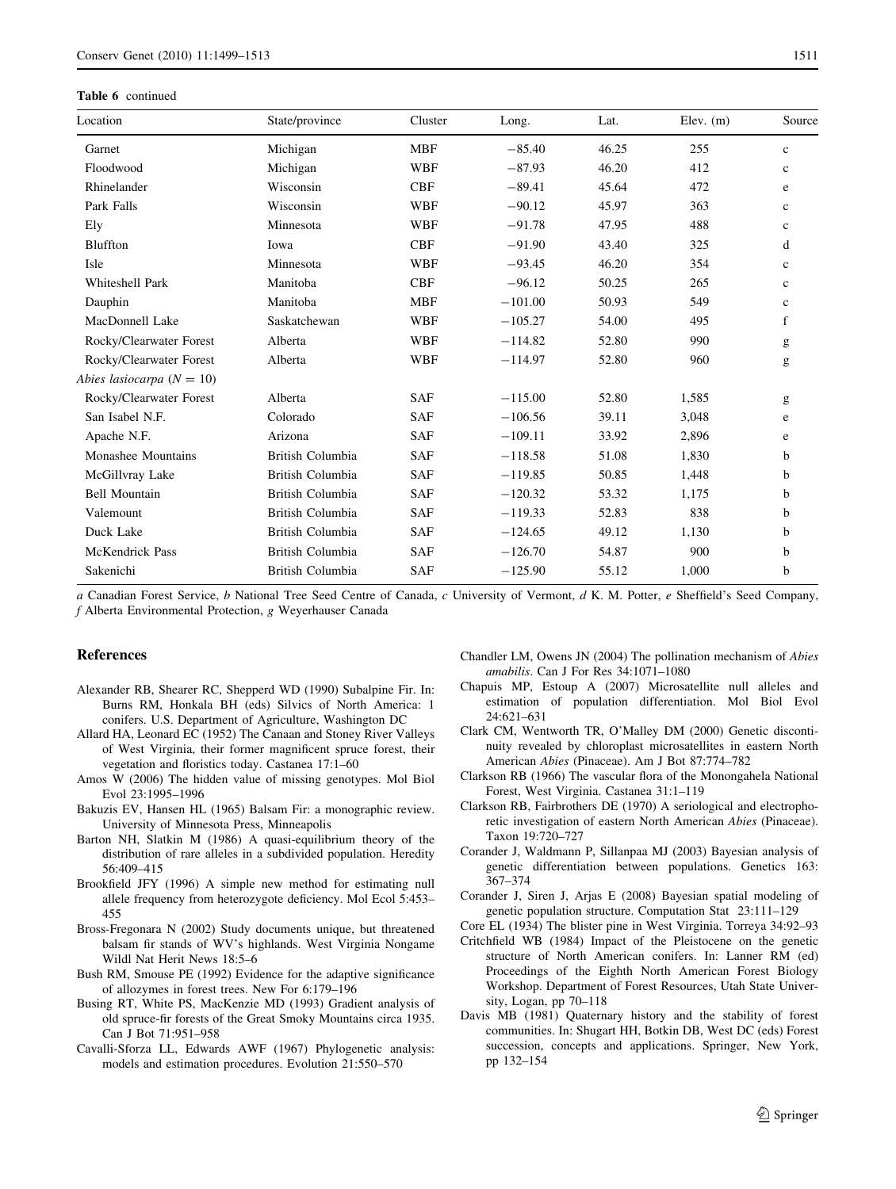**Table 6** continued

| Location | State/province | Cluster | Long. | Lat. | Elev. (m) | Source |
|---|---|---|---|---|---|---|
| Garnet | Michigan | MBF | −85.40 | 46.25 | 255 | c |
| Floodwood | Michigan | WBF | −87.93 | 46.20 | 412 | c |
| Rhinelander | Wisconsin | CBF | −89.41 | 45.64 | 472 | e |
| Park Falls | Wisconsin | WBF | −90.12 | 45.97 | 363 | c |
| Ely | Minnesota | WBF | −91.78 | 47.95 | 488 | c |
| Bluffton | Iowa | CBF | −91.90 | 43.40 | 325 | d |
| Isle | Minnesota | WBF | −93.45 | 46.20 | 354 | c |
| Whiteshell Park | Manitoba | CBF | −96.12 | 50.25 | 265 | c |
| Dauphin | Manitoba | MBF | −101.00 | 50.93 | 549 | c |
| MacDonnell Lake | Saskatchewan | WBF | −105.27 | 54.00 | 495 | f |
| Rocky/Clearwater Forest | Alberta | WBF | −114.82 | 52.80 | 990 | g |
| Rocky/Clearwater Forest | Alberta | WBF | −114.97 | 52.80 | 960 | g |
| *Abies lasiocarpa* ($N = 10$) | | | | | | |
| Rocky/Clearwater Forest | Alberta | SAF | −115.00 | 52.80 | 1,585 | g |
| San Isabel N.F. | Colorado | SAF | −106.56 | 39.11 | 3,048 | e |
| Apache N.F. | Arizona | SAF | −109.11 | 33.92 | 2,896 | e |
| Monashee Mountains | British Columbia | SAF | −118.58 | 51.08 | 1,830 | b |
| McGillvray Lake | British Columbia | SAF | −119.85 | 50.85 | 1,448 | b |
| Bell Mountain | British Columbia | SAF | −120.32 | 53.32 | 1,175 | b |
| Valemount | British Columbia | SAF | −119.33 | 52.83 | 838 | b |
| Duck Lake | British Columbia | SAF | −124.65 | 49.12 | 1,130 | b |
| McKendrick Pass | British Columbia | SAF | −126.70 | 54.87 | 900 | b |
| Sakenichi | British Columbia | SAF | −125.90 | 55.12 | 1,000 | b |

*a* Canadian Forest Service, *b* National Tree Seed Centre of Canada, *c* University of Vermont, *d* K. M. Potter, *e* Sheffield's Seed Company, *f* Alberta Environmental Protection, *g* Weyerhauser Canada

## References

Alexander RB, Shearer RC, Shepperd WD (1990) Subalpine Fir. In: Burns RM, Honkala BH (eds) Silvics of North America: 1 conifers. U.S. Department of Agriculture, Washington DC

Allard HA, Leonard EC (1952) The Canaan and Stoney River Valleys of West Virginia, their former magnificent spruce forest, their vegetation and floristics today. Castanea 17:1–60

Amos W (2006) The hidden value of missing genotypes. Mol Biol Evol 23:1995–1996

Bakuzis EV, Hansen HL (1965) Balsam Fir: a monographic review. University of Minnesota Press, Minneapolis

Barton NH, Slatkin M (1986) A quasi-equilibrium theory of the distribution of rare alleles in a subdivided population. Heredity 56:409–415

Brookfield JFY (1996) A simple new method for estimating null allele frequency from heterozygote deficiency. Mol Ecol 5:453–455

Bross-Fregonara N (2002) Study documents unique, but threatened balsam fir stands of WV's highlands. West Virginia Nongame Wildl Nat Herit News 18:5–6

Bush RM, Smouse PE (1992) Evidence for the adaptive significance of allozymes in forest trees. New For 6:179–196

Busing RT, White PS, MacKenzie MD (1993) Gradient analysis of old spruce-fir forests of the Great Smoky Mountains circa 1935. Can J Bot 71:951–958

Cavalli-Sforza LL, Edwards AWF (1967) Phylogenetic analysis: models and estimation procedures. Evolution 21:550–570

Chandler LM, Owens JN (2004) The pollination mechanism of *Abies amabilis*. Can J For Res 34:1071–1080

Chapuis MP, Estoup A (2007) Microsatellite null alleles and estimation of population differentiation. Mol Biol Evol 24:621–631

Clark CM, Wentworth TR, O'Malley DM (2000) Genetic discontinuity revealed by chloroplast microsatellites in eastern North American *Abies* (Pinaceae). Am J Bot 87:774–782

Clarkson RB (1966) The vascular flora of the Monongahela National Forest, West Virginia. Castanea 31:1–119

Clarkson RB, Fairbrothers DE (1970) A seriological and electrophoretic investigation of eastern North American *Abies* (Pinaceae). Taxon 19:720–727

Corander J, Waldmann P, Sillanpaa MJ (2003) Bayesian analysis of genetic differentiation between populations. Genetics 163:367–374

Corander J, Siren J, Arjas E (2008) Bayesian spatial modeling of genetic population structure. Computation Stat 23:111–129

Core EL (1934) The blister pine in West Virginia. Torreya 34:92–93

Critchfield WB (1984) Impact of the Pleistocene on the genetic structure of North American conifers. In: Lanner RM (ed) Proceedings of the Eighth North American Forest Biology Workshop. Department of Forest Resources, Utah State University, Logan, pp 70–118

Davis MB (1981) Quaternary history and the stability of forest communities. In: Shugart HH, Botkin DB, West DC (eds) Forest succession, concepts and applications. Springer, New York, pp 132–154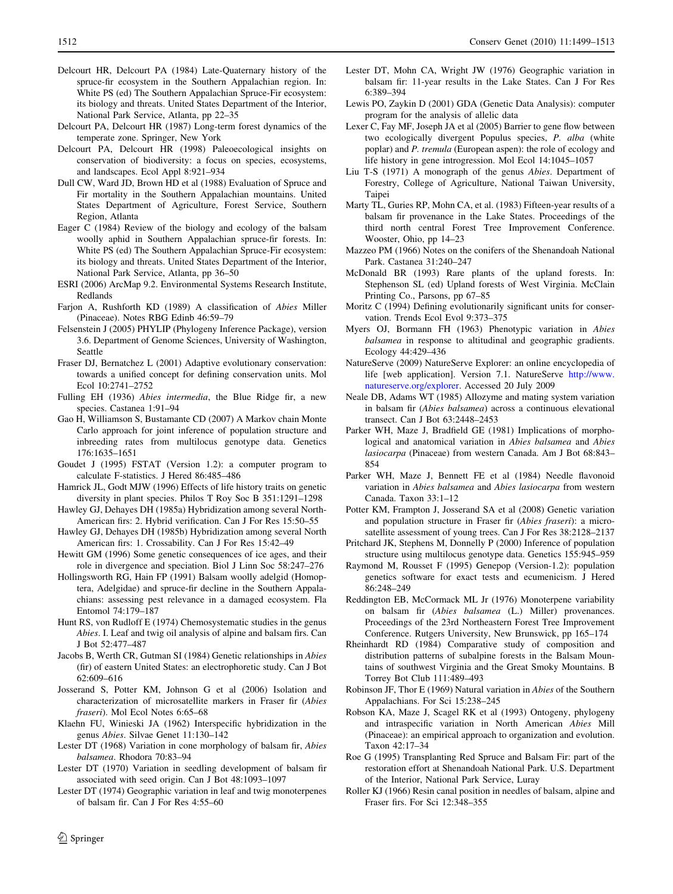Delcourt HR, Delcourt PA (1984) Late-Quaternary history of the spruce-fir ecosystem in the Southern Appalachian region. In: White PS (ed) The Southern Appalachian Spruce-Fir ecosystem: its biology and threats. United States Department of the Interior, National Park Service, Atlanta, pp 22–35

Delcourt PA, Delcourt HR (1987) Long-term forest dynamics of the temperate zone. Springer, New York

Delcourt PA, Delcourt HR (1998) Paleoecological insights on conservation of biodiversity: a focus on species, ecosystems, and landscapes. Ecol Appl 8:921–934

Dull CW, Ward JD, Brown HD et al (1988) Evaluation of Spruce and Fir mortality in the Southern Appalachian mountains. United States Department of Agriculture, Forest Service, Southern Region, Atlanta

Eager C (1984) Review of the biology and ecology of the balsam woolly aphid in Southern Appalachian spruce-fir forests. In: White PS (ed) The Southern Appalachian Spruce-Fir ecosystem: its biology and threats. United States Department of the Interior, National Park Service, Atlanta, pp 36–50

ESRI (2006) ArcMap 9.2. Environmental Systems Research Institute, Redlands

Farjon A, Rushforth KD (1989) A classification of *Abies* Miller (Pinaceae). Notes RBG Edinb 46:59–79

Felsenstein J (2005) PHYLIP (Phylogeny Inference Package), version 3.6. Department of Genome Sciences, University of Washington, Seattle

Fraser DJ, Bernatchez L (2001) Adaptive evolutionary conservation: towards a unified concept for defining conservation units. Mol Ecol 10:2741–2752

Fulling EH (1936) *Abies intermedia*, the Blue Ridge fir, a new species. Castanea 1:91–94

Gao H, Williamson S, Bustamante CD (2007) A Markov chain Monte Carlo approach for joint inference of population structure and inbreeding rates from multilocus genotype data. Genetics 176:1635–1651

Goudet J (1995) FSTAT (Version 1.2): a computer program to calculate F-statistics. J Hered 86:485–486

Hamrick JL, Godt MJW (1996) Effects of life history traits on genetic diversity in plant species. Philos T Roy Soc B 351:1291–1298

Hawley GJ, Dehayes DH (1985a) Hybridization among several North-American firs: 2. Hybrid verification. Can J For Res 15:50–55

Hawley GJ, Dehayes DH (1985b) Hybridization among several North American firs: 1. Crossability. Can J For Res 15:42–49

Hewitt GM (1996) Some genetic consequences of ice ages, and their role in divergence and speciation. Biol J Linn Soc 58:247–276

Hollingsworth RG, Hain FP (1991) Balsam woolly adelgid (Homoptera, Adelgidae) and spruce-fir decline in the Southern Appalachians: assessing pest relevance in a damaged ecosystem. Fla Entomol 74:179–187

Hunt RS, von Rudloff E (1974) Chemosystematic studies in the genus *Abies*. I. Leaf and twig oil analysis of alpine and balsam firs. Can J Bot 52:477–487

Jacobs B, Werth CR, Gutman SI (1984) Genetic relationships in *Abies* (fir) of eastern United States: an electrophoretic study. Can J Bot 62:609–616

Josserand S, Potter KM, Johnson G et al (2006) Isolation and characterization of microsatellite markers in Fraser fir (*Abies fraseri*). Mol Ecol Notes 6:65–68

Klaehn FU, Winieski JA (1962) Interspecific hybridization in the genus *Abies*. Silvae Genet 11:130–142

Lester DT (1968) Variation in cone morphology of balsam fir, *Abies balsamea*. Rhodora 70:83–94

Lester DT (1970) Variation in seedling development of balsam fir associated with seed origin. Can J Bot 48:1093–1097

Lester DT (1974) Geographic variation in leaf and twig monoterpenes of balsam fir. Can J For Res 4:55–60

Lester DT, Mohn CA, Wright JW (1976) Geographic variation in balsam fir: 11-year results in the Lake States. Can J For Res 6:389–394

Lewis PO, Zaykin D (2001) GDA (Genetic Data Analysis): computer program for the analysis of allelic data

Lexer C, Fay MF, Joseph JA et al (2005) Barrier to gene flow between two ecologically divergent Populus species, *P. alba* (white poplar) and *P. tremula* (European aspen): the role of ecology and life history in gene introgression. Mol Ecol 14:1045–1057

Liu T-S (1971) A monograph of the genus *Abies*. Department of Forestry, College of Agriculture, National Taiwan University, Taipei

Marty TL, Guries RP, Mohn CA, et al. (1983) Fifteen-year results of a balsam fir provenance in the Lake States. Proceedings of the third north central Forest Tree Improvement Conference. Wooster, Ohio, pp 14–23

Mazzeo PM (1966) Notes on the conifers of the Shenandoah National Park. Castanea 31:240–247

McDonald BR (1993) Rare plants of the upland forests. In: Stephenson SL (ed) Upland forests of West Virginia. McClain Printing Co., Parsons, pp 67–85

Moritz C (1994) Defining evolutionarily significant units for conservation. Trends Ecol Evol 9:373–375

Myers OJ, Bormann FH (1963) Phenotypic variation in *Abies balsamea* in response to altitudinal and geographic gradients. Ecology 44:429–436

NatureServe (2009) NatureServe Explorer: an online encyclopedia of life [web application]. Version 7.1. NatureServe http://www.natureserve.org/explorer. Accessed 20 July 2009

Neale DB, Adams WT (1985) Allozyme and mating system variation in balsam fir (*Abies balsamea*) across a continuous elevational transect. Can J Bot 63:2448–2453

Parker WH, Maze J, Bradfield GE (1981) Implications of morphological and anatomical variation in *Abies balsamea* and *Abies lasiocarpa* (Pinaceae) from western Canada. Am J Bot 68:843–854

Parker WH, Maze J, Bennett FE et al (1984) Needle flavonoid variation in *Abies balsamea* and *Abies lasiocarpa* from western Canada. Taxon 33:1–12

Potter KM, Frampton J, Josserand SA et al (2008) Genetic variation and population structure in Fraser fir (*Abies fraseri*): a microsatellite assessment of young trees. Can J For Res 38:2128–2137

Pritchard JK, Stephens M, Donnelly P (2000) Inference of population structure using multilocus genotype data. Genetics 155:945–959

Raymond M, Rousset F (1995) Genepop (Version-1.2): population genetics software for exact tests and ecumenicism. J Hered 86:248–249

Reddington EB, McCormack ML Jr (1976) Monoterpene variability on balsam fir (*Abies balsamea* (L.) Miller) provenances. Proceedings of the 23rd Northeastern Forest Tree Improvement Conference. Rutgers University, New Brunswick, pp 165–174

Rheinhardt RD (1984) Comparative study of composition and distribution patterns of subalpine forests in the Balsam Mountains of southwest Virginia and the Great Smoky Mountains. B Torrey Bot Club 111:489–493

Robinson JF, Thor E (1969) Natural variation in *Abies* of the Southern Appalachians. For Sci 15:238–245

Robson KA, Maze J, Scagel RK et al (1993) Ontogeny, phylogeny and intraspecific variation in North American *Abies* Mill (Pinaceae): an empirical approach to organization and evolution. Taxon 42:17–34

Roe G (1995) Transplanting Red Spruce and Balsam Fir: part of the restoration effort at Shenandoah National Park. U.S. Department of the Interior, National Park Service, Luray

Roller KJ (1966) Resin canal position in needles of balsam, alpine and Fraser firs. For Sci 12:348–355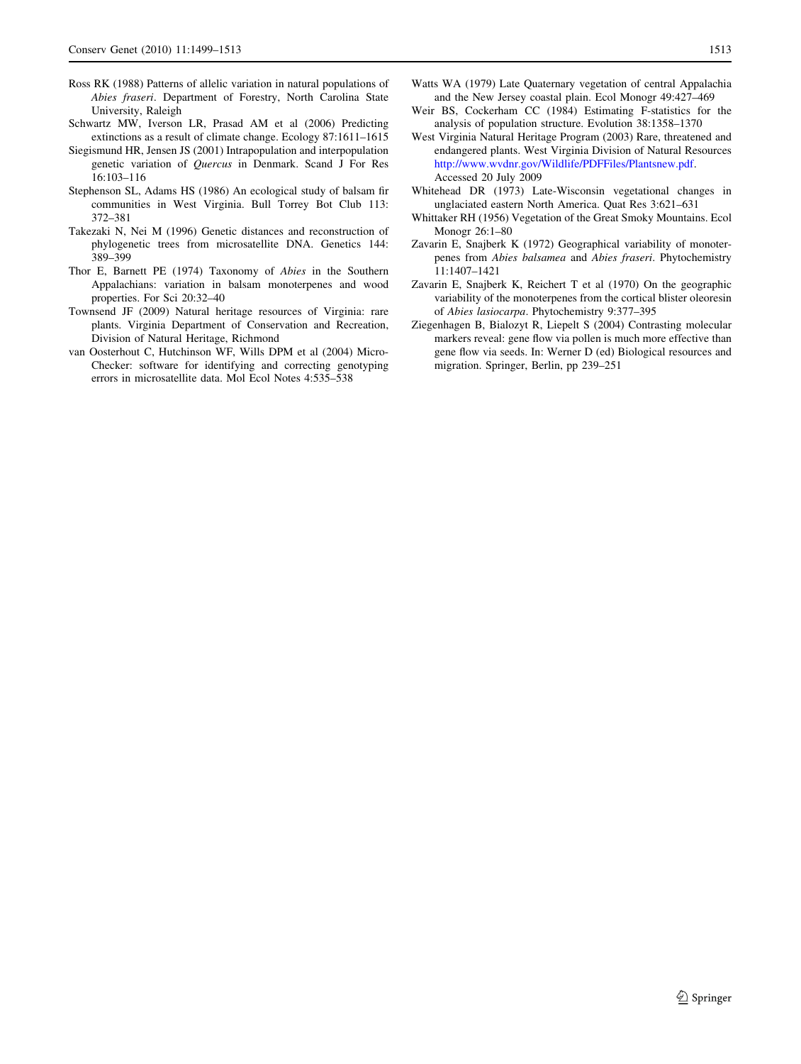Ross RK (1988) Patterns of allelic variation in natural populations of *Abies fraseri*. Department of Forestry, North Carolina State University, Raleigh

Schwartz MW, Iverson LR, Prasad AM et al (2006) Predicting extinctions as a result of climate change. Ecology 87:1611–1615

Siegismund HR, Jensen JS (2001) Intrapopulation and interpopulation genetic variation of *Quercus* in Denmark. Scand J For Res 16:103–116

Stephenson SL, Adams HS (1986) An ecological study of balsam fir communities in West Virginia. Bull Torrey Bot Club 113: 372–381

Takezaki N, Nei M (1996) Genetic distances and reconstruction of phylogenetic trees from microsatellite DNA. Genetics 144: 389–399

Thor E, Barnett PE (1974) Taxonomy of *Abies* in the Southern Appalachians: variation in balsam monoterpenes and wood properties. For Sci 20:32–40

Townsend JF (2009) Natural heritage resources of Virginia: rare plants. Virginia Department of Conservation and Recreation, Division of Natural Heritage, Richmond

van Oosterhout C, Hutchinson WF, Wills DPM et al (2004) Micro-Checker: software for identifying and correcting genotyping errors in microsatellite data. Mol Ecol Notes 4:535–538

Watts WA (1979) Late Quaternary vegetation of central Appalachia and the New Jersey coastal plain. Ecol Monogr 49:427–469

Weir BS, Cockerham CC (1984) Estimating F-statistics for the analysis of population structure. Evolution 38:1358–1370

West Virginia Natural Heritage Program (2003) Rare, threatened and endangered plants. West Virginia Division of Natural Resources http://www.wvdnr.gov/Wildlife/PDFFiles/Plantsnew.pdf. Accessed 20 July 2009

Whitehead DR (1973) Late-Wisconsin vegetational changes in unglaciated eastern North America. Quat Res 3:621–631

Whittaker RH (1956) Vegetation of the Great Smoky Mountains. Ecol Monogr 26:1–80

Zavarin E, Snajberk K (1972) Geographical variability of monoterpenes from *Abies balsamea* and *Abies fraseri*. Phytochemistry 11:1407–1421

Zavarin E, Snajberk K, Reichert T et al (1970) On the geographic variability of the monoterpenes from the cortical blister oleoresin of *Abies lasiocarpa*. Phytochemistry 9:377–395

Ziegenhagen B, Bialozyt R, Liepelt S (2004) Contrasting molecular markers reveal: gene flow via pollen is much more effective than gene flow via seeds. In: Werner D (ed) Biological resources and migration. Springer, Berlin, pp 239–251